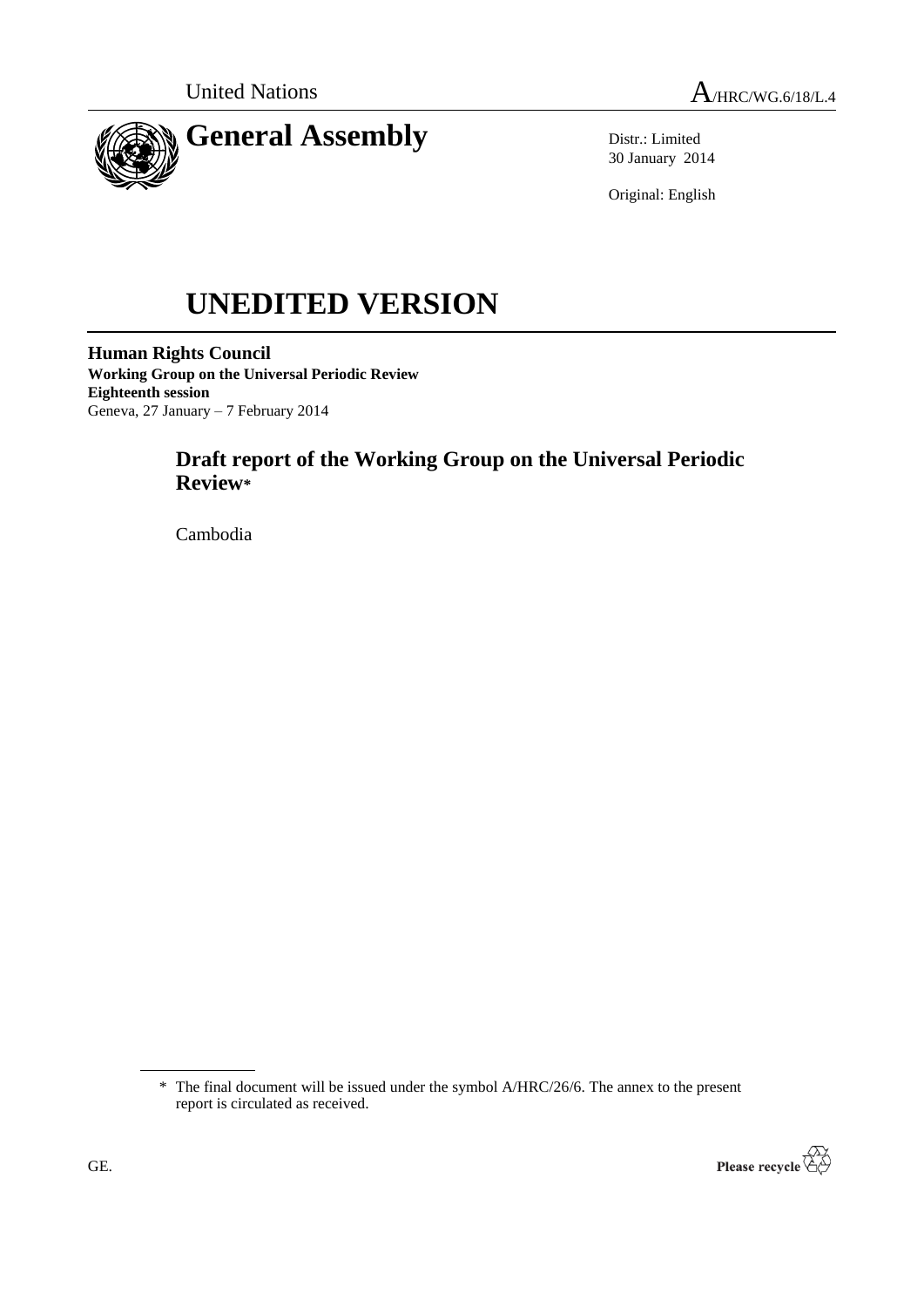United Nations

A/HRC/WG.6/18/L.4

# General Assembly

Distr.: Limited
30 January 2014

Original: English

# UNEDITED VERSION

**Human Rights Council**
**Working Group on the Universal Periodic Review**
**Eighteenth session**
Geneva, 27 January – 7 February 2014

## Draft report of the Working Group on the Universal Periodic Review*

Cambodia

* The final document will be issued under the symbol A/HRC/26/6. The annex to the present report is circulated as received.

GE.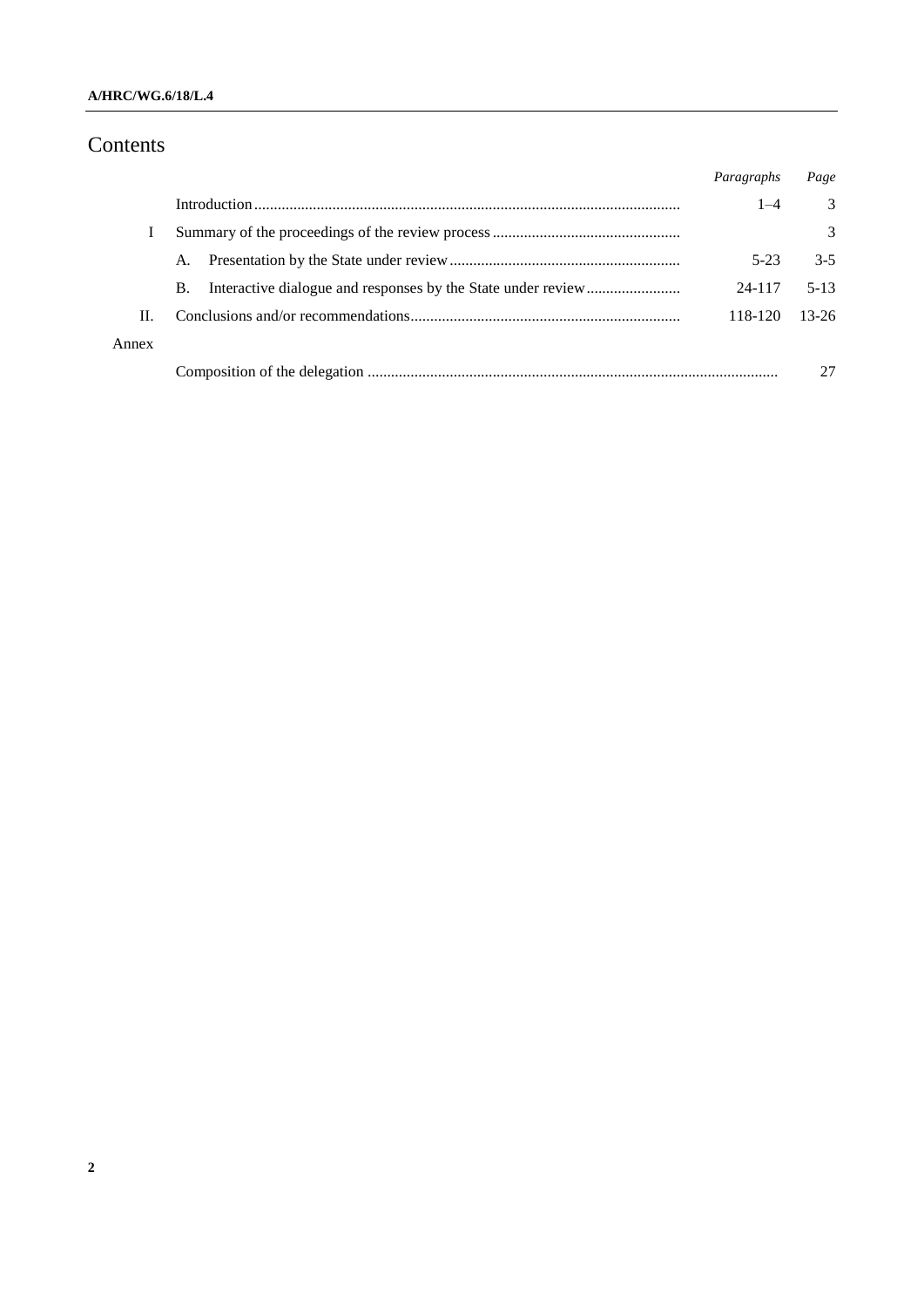# Contents

| | | *Paragraphs* | *Page* |
|---|---|---|---|
| | Introduction | 1–4 | 3 |
| I | Summary of the proceedings of the review process | | 3 |
| | A. Presentation by the State under review | 5-23 | 3-5 |
| | B. Interactive dialogue and responses by the State under review | 24-117 | 5-13 |
| II. | Conclusions and/or recommendations | 118-120 | 13-26 |
| Annex | | | |
| | Composition of the delegation | | 27 |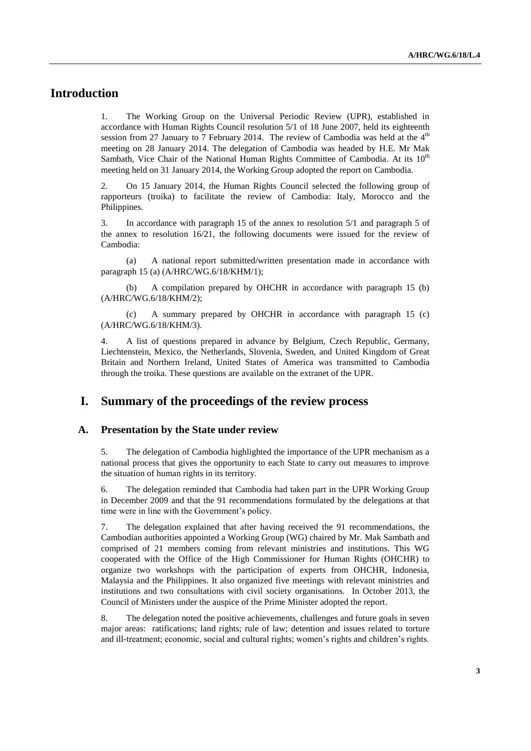# Introduction

1. The Working Group on the Universal Periodic Review (UPR), established in accordance with Human Rights Council resolution 5/1 of 18 June 2007, held its eighteenth session from 27 January to 7 February 2014. The review of Cambodia was held at the 4th meeting on 28 January 2014. The delegation of Cambodia was headed by H.E. Mr Mak Sambath, Vice Chair of the National Human Rights Committee of Cambodia. At its 10th meeting held on 31 January 2014, the Working Group adopted the report on Cambodia.

2. On 15 January 2014, the Human Rights Council selected the following group of rapporteurs (troika) to facilitate the review of Cambodia: Italy, Morocco and the Philippines.

3. In accordance with paragraph 15 of the annex to resolution 5/1 and paragraph 5 of the annex to resolution 16/21, the following documents were issued for the review of Cambodia:

(a) A national report submitted/written presentation made in accordance with paragraph 15 (a) (A/HRC/WG.6/18/KHM/1);

(b) A compilation prepared by OHCHR in accordance with paragraph 15 (b) (A/HRC/WG.6/18/KHM/2);

(c) A summary prepared by OHCHR in accordance with paragraph 15 (c) (A/HRC/WG.6/18/KHM/3).

4. A list of questions prepared in advance by Belgium, Czech Republic, Germany, Liechtenstein, Mexico, the Netherlands, Slovenia, Sweden, and United Kingdom of Great Britain and Northern Ireland, United States of America was transmitted to Cambodia through the troika. These questions are available on the extranet of the UPR.

# I. Summary of the proceedings of the review process

## A. Presentation by the State under review

5. The delegation of Cambodia highlighted the importance of the UPR mechanism as a national process that gives the opportunity to each State to carry out measures to improve the situation of human rights in its territory.

6. The delegation reminded that Cambodia had taken part in the UPR Working Group in December 2009 and that the 91 recommendations formulated by the delegations at that time were in line with the Government's policy.

7. The delegation explained that after having received the 91 recommendations, the Cambodian authorities appointed a Working Group (WG) chaired by Mr. Mak Sambath and comprised of 21 members coming from relevant ministries and institutions. This WG cooperated with the Office of the High Commissioner for Human Rights (OHCHR) to organize two workshops with the participation of experts from OHCHR, Indonesia, Malaysia and the Philippines. It also organized five meetings with relevant ministries and institutions and two consultations with civil society organisations. In October 2013, the Council of Ministers under the auspice of the Prime Minister adopted the report.

8. The delegation noted the positive achievements, challenges and future goals in seven major areas: ratifications; land rights; rule of law; detention and issues related to torture and ill-treatment; economic, social and cultural rights; women's rights and children's rights.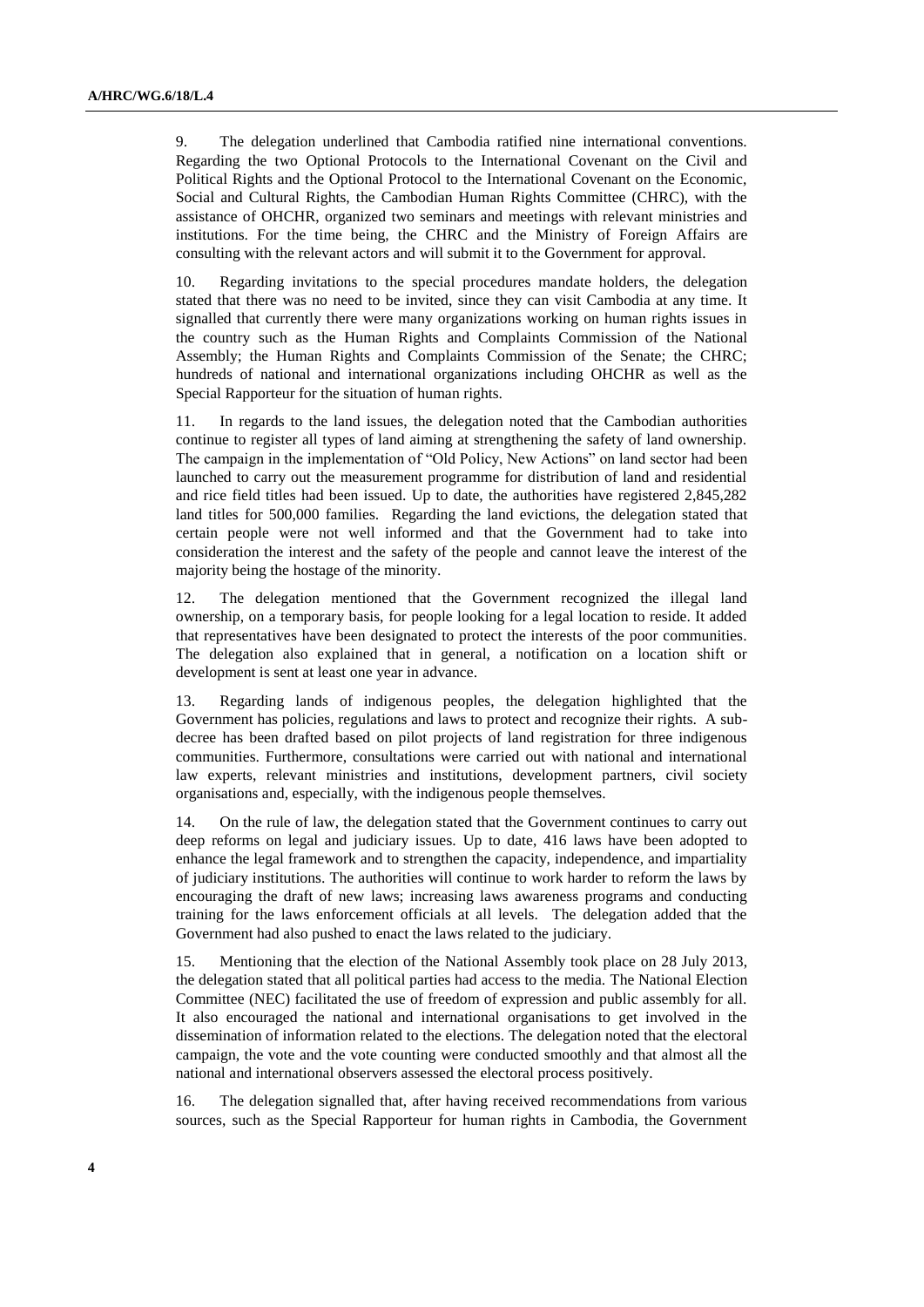9. The delegation underlined that Cambodia ratified nine international conventions. Regarding the two Optional Protocols to the International Covenant on the Civil and Political Rights and the Optional Protocol to the International Covenant on the Economic, Social and Cultural Rights, the Cambodian Human Rights Committee (CHRC), with the assistance of OHCHR, organized two seminars and meetings with relevant ministries and institutions. For the time being, the CHRC and the Ministry of Foreign Affairs are consulting with the relevant actors and will submit it to the Government for approval.

10. Regarding invitations to the special procedures mandate holders, the delegation stated that there was no need to be invited, since they can visit Cambodia at any time. It signalled that currently there were many organizations working on human rights issues in the country such as the Human Rights and Complaints Commission of the National Assembly; the Human Rights and Complaints Commission of the Senate; the CHRC; hundreds of national and international organizations including OHCHR as well as the Special Rapporteur for the situation of human rights.

11. In regards to the land issues, the delegation noted that the Cambodian authorities continue to register all types of land aiming at strengthening the safety of land ownership. The campaign in the implementation of "Old Policy, New Actions" on land sector had been launched to carry out the measurement programme for distribution of land and residential and rice field titles had been issued. Up to date, the authorities have registered 2,845,282 land titles for 500,000 families. Regarding the land evictions, the delegation stated that certain people were not well informed and that the Government had to take into consideration the interest and the safety of the people and cannot leave the interest of the majority being the hostage of the minority.

12. The delegation mentioned that the Government recognized the illegal land ownership, on a temporary basis, for people looking for a legal location to reside. It added that representatives have been designated to protect the interests of the poor communities. The delegation also explained that in general, a notification on a location shift or development is sent at least one year in advance.

13. Regarding lands of indigenous peoples, the delegation highlighted that the Government has policies, regulations and laws to protect and recognize their rights. A sub-decree has been drafted based on pilot projects of land registration for three indigenous communities. Furthermore, consultations were carried out with national and international law experts, relevant ministries and institutions, development partners, civil society organisations and, especially, with the indigenous people themselves.

14. On the rule of law, the delegation stated that the Government continues to carry out deep reforms on legal and judiciary issues. Up to date, 416 laws have been adopted to enhance the legal framework and to strengthen the capacity, independence, and impartiality of judiciary institutions. The authorities will continue to work harder to reform the laws by encouraging the draft of new laws; increasing laws awareness programs and conducting training for the laws enforcement officials at all levels. The delegation added that the Government had also pushed to enact the laws related to the judiciary.

15. Mentioning that the election of the National Assembly took place on 28 July 2013, the delegation stated that all political parties had access to the media. The National Election Committee (NEC) facilitated the use of freedom of expression and public assembly for all. It also encouraged the national and international organisations to get involved in the dissemination of information related to the elections. The delegation noted that the electoral campaign, the vote and the vote counting were conducted smoothly and that almost all the national and international observers assessed the electoral process positively.

16. The delegation signalled that, after having received recommendations from various sources, such as the Special Rapporteur for human rights in Cambodia, the Government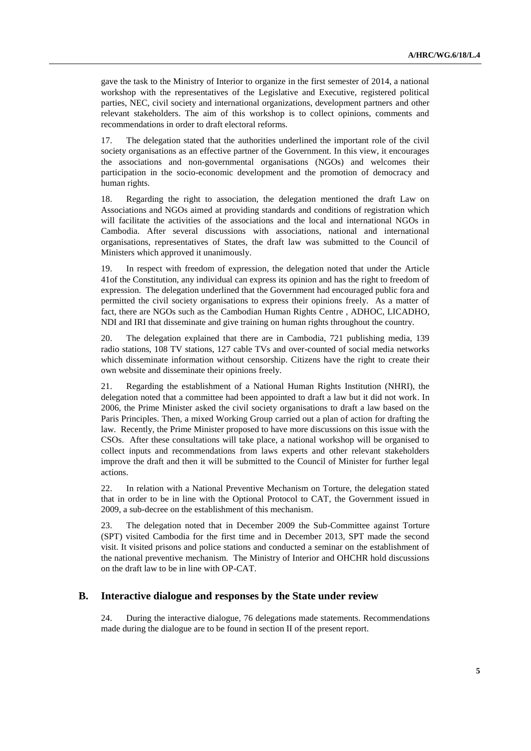gave the task to the Ministry of Interior to organize in the first semester of 2014, a national workshop with the representatives of the Legislative and Executive, registered political parties, NEC, civil society and international organizations, development partners and other relevant stakeholders. The aim of this workshop is to collect opinions, comments and recommendations in order to draft electoral reforms.

17. The delegation stated that the authorities underlined the important role of the civil society organisations as an effective partner of the Government. In this view, it encourages the associations and non-governmental organisations (NGOs) and welcomes their participation in the socio-economic development and the promotion of democracy and human rights.

18. Regarding the right to association, the delegation mentioned the draft Law on Associations and NGOs aimed at providing standards and conditions of registration which will facilitate the activities of the associations and the local and international NGOs in Cambodia. After several discussions with associations, national and international organisations, representatives of States, the draft law was submitted to the Council of Ministers which approved it unanimously.

19. In respect with freedom of expression, the delegation noted that under the Article 41of the Constitution, any individual can express its opinion and has the right to freedom of expression. The delegation underlined that the Government had encouraged public fora and permitted the civil society organisations to express their opinions freely. As a matter of fact, there are NGOs such as the Cambodian Human Rights Centre , ADHOC, LICADHO, NDI and IRI that disseminate and give training on human rights throughout the country.

20. The delegation explained that there are in Cambodia, 721 publishing media, 139 radio stations, 108 TV stations, 127 cable TVs and over-counted of social media networks which disseminate information without censorship. Citizens have the right to create their own website and disseminate their opinions freely.

21. Regarding the establishment of a National Human Rights Institution (NHRI), the delegation noted that a committee had been appointed to draft a law but it did not work. In 2006, the Prime Minister asked the civil society organisations to draft a law based on the Paris Principles. Then, a mixed Working Group carried out a plan of action for drafting the law. Recently, the Prime Minister proposed to have more discussions on this issue with the CSOs. After these consultations will take place, a national workshop will be organised to collect inputs and recommendations from laws experts and other relevant stakeholders improve the draft and then it will be submitted to the Council of Minister for further legal actions.

22. In relation with a National Preventive Mechanism on Torture, the delegation stated that in order to be in line with the Optional Protocol to CAT, the Government issued in 2009, a sub-decree on the establishment of this mechanism.

23. The delegation noted that in December 2009 the Sub-Committee against Torture (SPT) visited Cambodia for the first time and in December 2013, SPT made the second visit. It visited prisons and police stations and conducted a seminar on the establishment of the national preventive mechanism. The Ministry of Interior and OHCHR hold discussions on the draft law to be in line with OP-CAT.

## B. Interactive dialogue and responses by the State under review

24. During the interactive dialogue, 76 delegations made statements. Recommendations made during the dialogue are to be found in section II of the present report.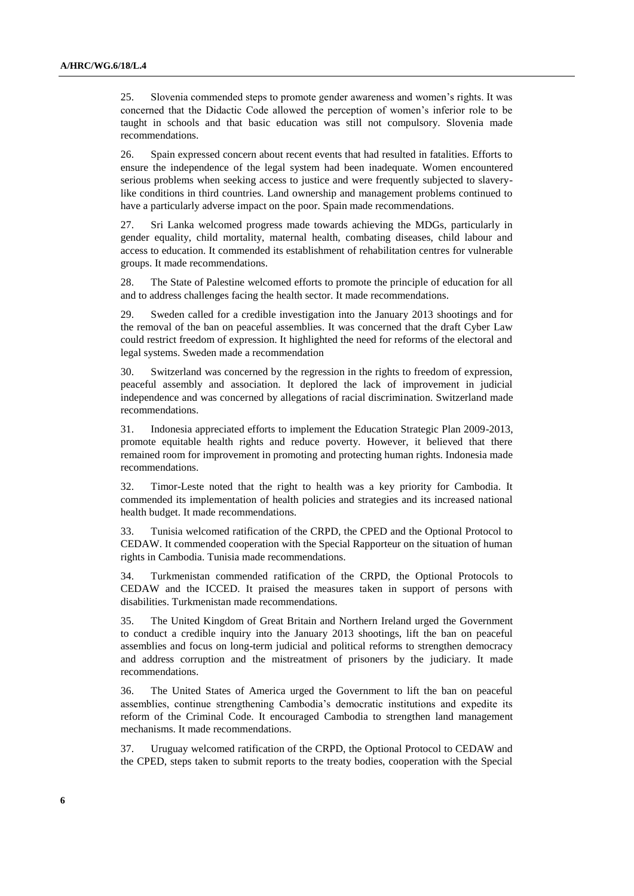25. Slovenia commended steps to promote gender awareness and women's rights. It was concerned that the Didactic Code allowed the perception of women's inferior role to be taught in schools and that basic education was still not compulsory. Slovenia made recommendations.

26. Spain expressed concern about recent events that had resulted in fatalities. Efforts to ensure the independence of the legal system had been inadequate. Women encountered serious problems when seeking access to justice and were frequently subjected to slavery-like conditions in third countries. Land ownership and management problems continued to have a particularly adverse impact on the poor. Spain made recommendations.

27. Sri Lanka welcomed progress made towards achieving the MDGs, particularly in gender equality, child mortality, maternal health, combating diseases, child labour and access to education. It commended its establishment of rehabilitation centres for vulnerable groups. It made recommendations.

28. The State of Palestine welcomed efforts to promote the principle of education for all and to address challenges facing the health sector. It made recommendations.

29. Sweden called for a credible investigation into the January 2013 shootings and for the removal of the ban on peaceful assemblies. It was concerned that the draft Cyber Law could restrict freedom of expression. It highlighted the need for reforms of the electoral and legal systems. Sweden made a recommendation

30. Switzerland was concerned by the regression in the rights to freedom of expression, peaceful assembly and association. It deplored the lack of improvement in judicial independence and was concerned by allegations of racial discrimination. Switzerland made recommendations.

31. Indonesia appreciated efforts to implement the Education Strategic Plan 2009-2013, promote equitable health rights and reduce poverty. However, it believed that there remained room for improvement in promoting and protecting human rights. Indonesia made recommendations.

32. Timor-Leste noted that the right to health was a key priority for Cambodia. It commended its implementation of health policies and strategies and its increased national health budget. It made recommendations.

33. Tunisia welcomed ratification of the CRPD, the CPED and the Optional Protocol to CEDAW. It commended cooperation with the Special Rapporteur on the situation of human rights in Cambodia. Tunisia made recommendations.

34. Turkmenistan commended ratification of the CRPD, the Optional Protocols to CEDAW and the ICCED. It praised the measures taken in support of persons with disabilities. Turkmenistan made recommendations.

35. The United Kingdom of Great Britain and Northern Ireland urged the Government to conduct a credible inquiry into the January 2013 shootings, lift the ban on peaceful assemblies and focus on long-term judicial and political reforms to strengthen democracy and address corruption and the mistreatment of prisoners by the judiciary. It made recommendations.

36. The United States of America urged the Government to lift the ban on peaceful assemblies, continue strengthening Cambodia's democratic institutions and expedite its reform of the Criminal Code. It encouraged Cambodia to strengthen land management mechanisms. It made recommendations.

37. Uruguay welcomed ratification of the CRPD, the Optional Protocol to CEDAW and the CPED, steps taken to submit reports to the treaty bodies, cooperation with the Special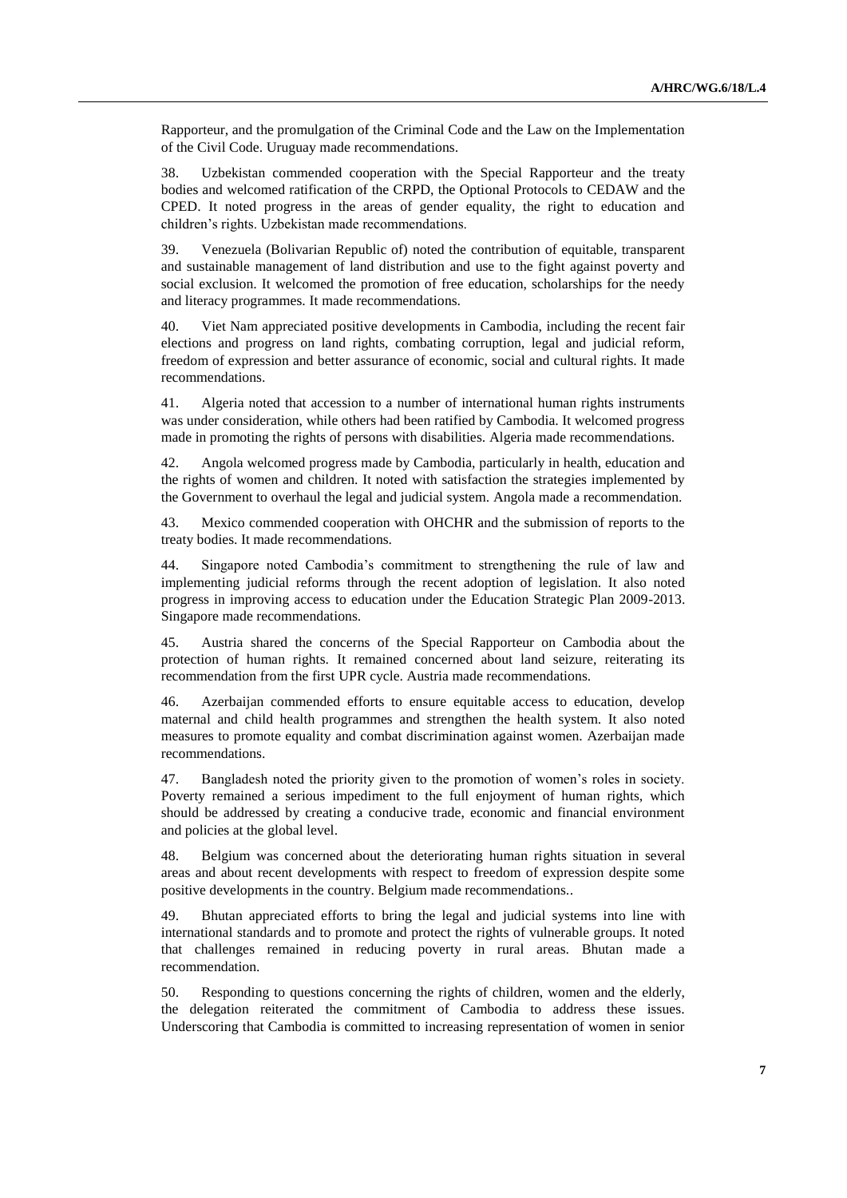Rapporteur, and the promulgation of the Criminal Code and the Law on the Implementation of the Civil Code. Uruguay made recommendations.

38. Uzbekistan commended cooperation with the Special Rapporteur and the treaty bodies and welcomed ratification of the CRPD, the Optional Protocols to CEDAW and the CPED. It noted progress in the areas of gender equality, the right to education and children's rights. Uzbekistan made recommendations.

39. Venezuela (Bolivarian Republic of) noted the contribution of equitable, transparent and sustainable management of land distribution and use to the fight against poverty and social exclusion. It welcomed the promotion of free education, scholarships for the needy and literacy programmes. It made recommendations.

40. Viet Nam appreciated positive developments in Cambodia, including the recent fair elections and progress on land rights, combating corruption, legal and judicial reform, freedom of expression and better assurance of economic, social and cultural rights. It made recommendations.

41. Algeria noted that accession to a number of international human rights instruments was under consideration, while others had been ratified by Cambodia. It welcomed progress made in promoting the rights of persons with disabilities. Algeria made recommendations.

42. Angola welcomed progress made by Cambodia, particularly in health, education and the rights of women and children. It noted with satisfaction the strategies implemented by the Government to overhaul the legal and judicial system. Angola made a recommendation.

43. Mexico commended cooperation with OHCHR and the submission of reports to the treaty bodies. It made recommendations.

44. Singapore noted Cambodia's commitment to strengthening the rule of law and implementing judicial reforms through the recent adoption of legislation. It also noted progress in improving access to education under the Education Strategic Plan 2009-2013. Singapore made recommendations.

45. Austria shared the concerns of the Special Rapporteur on Cambodia about the protection of human rights. It remained concerned about land seizure, reiterating its recommendation from the first UPR cycle. Austria made recommendations.

46. Azerbaijan commended efforts to ensure equitable access to education, develop maternal and child health programmes and strengthen the health system. It also noted measures to promote equality and combat discrimination against women. Azerbaijan made recommendations.

47. Bangladesh noted the priority given to the promotion of women's roles in society. Poverty remained a serious impediment to the full enjoyment of human rights, which should be addressed by creating a conducive trade, economic and financial environment and policies at the global level.

48. Belgium was concerned about the deteriorating human rights situation in several areas and about recent developments with respect to freedom of expression despite some positive developments in the country. Belgium made recommendations..

49. Bhutan appreciated efforts to bring the legal and judicial systems into line with international standards and to promote and protect the rights of vulnerable groups. It noted that challenges remained in reducing poverty in rural areas. Bhutan made a recommendation.

50. Responding to questions concerning the rights of children, women and the elderly, the delegation reiterated the commitment of Cambodia to address these issues. Underscoring that Cambodia is committed to increasing representation of women in senior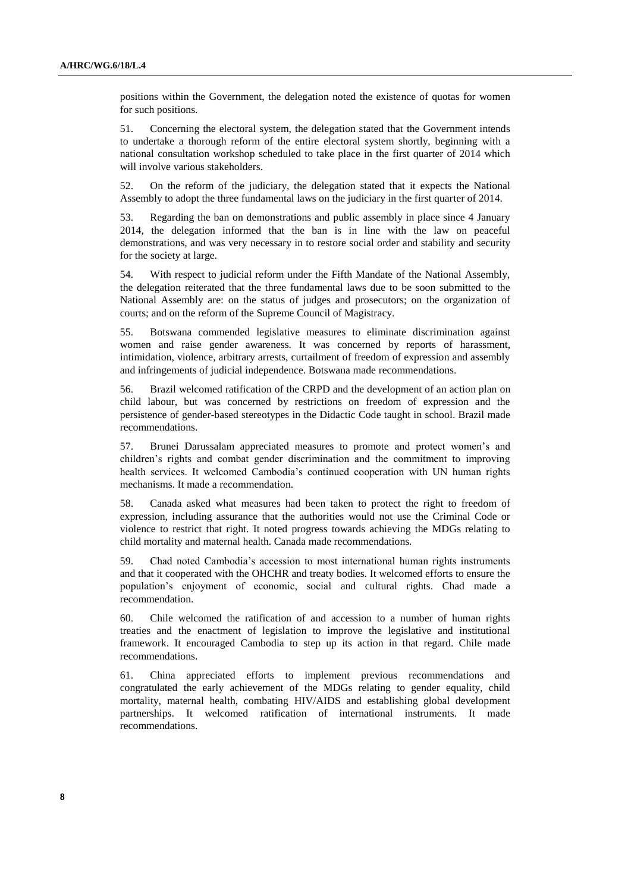positions within the Government, the delegation noted the existence of quotas for women for such positions.

51. Concerning the electoral system, the delegation stated that the Government intends to undertake a thorough reform of the entire electoral system shortly, beginning with a national consultation workshop scheduled to take place in the first quarter of 2014 which will involve various stakeholders.

52. On the reform of the judiciary, the delegation stated that it expects the National Assembly to adopt the three fundamental laws on the judiciary in the first quarter of 2014.

53. Regarding the ban on demonstrations and public assembly in place since 4 January 2014, the delegation informed that the ban is in line with the law on peaceful demonstrations, and was very necessary in to restore social order and stability and security for the society at large.

54. With respect to judicial reform under the Fifth Mandate of the National Assembly, the delegation reiterated that the three fundamental laws due to be soon submitted to the National Assembly are: on the status of judges and prosecutors; on the organization of courts; and on the reform of the Supreme Council of Magistracy.

55. Botswana commended legislative measures to eliminate discrimination against women and raise gender awareness. It was concerned by reports of harassment, intimidation, violence, arbitrary arrests, curtailment of freedom of expression and assembly and infringements of judicial independence. Botswana made recommendations.

56. Brazil welcomed ratification of the CRPD and the development of an action plan on child labour, but was concerned by restrictions on freedom of expression and the persistence of gender-based stereotypes in the Didactic Code taught in school. Brazil made recommendations.

57. Brunei Darussalam appreciated measures to promote and protect women's and children's rights and combat gender discrimination and the commitment to improving health services. It welcomed Cambodia's continued cooperation with UN human rights mechanisms. It made a recommendation.

58. Canada asked what measures had been taken to protect the right to freedom of expression, including assurance that the authorities would not use the Criminal Code or violence to restrict that right. It noted progress towards achieving the MDGs relating to child mortality and maternal health. Canada made recommendations.

59. Chad noted Cambodia's accession to most international human rights instruments and that it cooperated with the OHCHR and treaty bodies. It welcomed efforts to ensure the population's enjoyment of economic, social and cultural rights. Chad made a recommendation.

60. Chile welcomed the ratification of and accession to a number of human rights treaties and the enactment of legislation to improve the legislative and institutional framework. It encouraged Cambodia to step up its action in that regard. Chile made recommendations.

61. China appreciated efforts to implement previous recommendations and congratulated the early achievement of the MDGs relating to gender equality, child mortality, maternal health, combating HIV/AIDS and establishing global development partnerships. It welcomed ratification of international instruments. It made recommendations.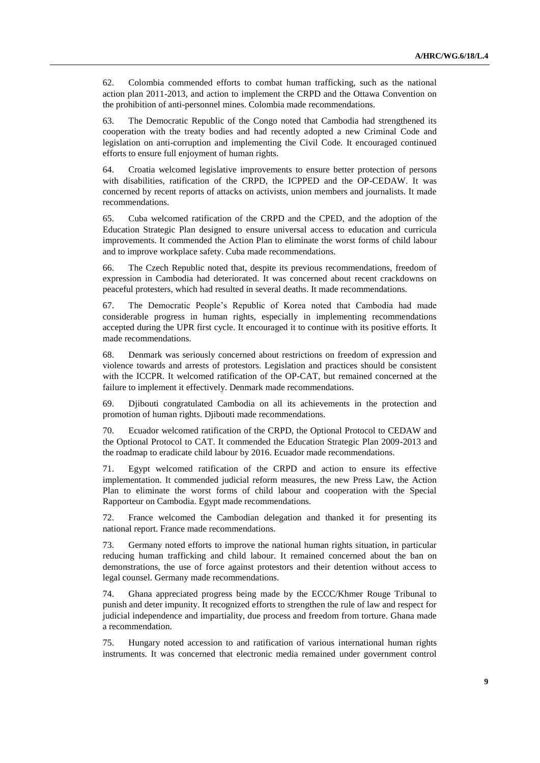62. Colombia commended efforts to combat human trafficking, such as the national action plan 2011-2013, and action to implement the CRPD and the Ottawa Convention on the prohibition of anti-personnel mines. Colombia made recommendations.

63. The Democratic Republic of the Congo noted that Cambodia had strengthened its cooperation with the treaty bodies and had recently adopted a new Criminal Code and legislation on anti-corruption and implementing the Civil Code. It encouraged continued efforts to ensure full enjoyment of human rights.

64. Croatia welcomed legislative improvements to ensure better protection of persons with disabilities, ratification of the CRPD, the ICPPED and the OP-CEDAW. It was concerned by recent reports of attacks on activists, union members and journalists. It made recommendations.

65. Cuba welcomed ratification of the CRPD and the CPED, and the adoption of the Education Strategic Plan designed to ensure universal access to education and curricula improvements. It commended the Action Plan to eliminate the worst forms of child labour and to improve workplace safety. Cuba made recommendations.

66. The Czech Republic noted that, despite its previous recommendations, freedom of expression in Cambodia had deteriorated. It was concerned about recent crackdowns on peaceful protesters, which had resulted in several deaths. It made recommendations.

67. The Democratic People's Republic of Korea noted that Cambodia had made considerable progress in human rights, especially in implementing recommendations accepted during the UPR first cycle. It encouraged it to continue with its positive efforts. It made recommendations.

68. Denmark was seriously concerned about restrictions on freedom of expression and violence towards and arrests of protestors. Legislation and practices should be consistent with the ICCPR. It welcomed ratification of the OP-CAT, but remained concerned at the failure to implement it effectively. Denmark made recommendations.

69. Djibouti congratulated Cambodia on all its achievements in the protection and promotion of human rights. Djibouti made recommendations.

70. Ecuador welcomed ratification of the CRPD, the Optional Protocol to CEDAW and the Optional Protocol to CAT. It commended the Education Strategic Plan 2009-2013 and the roadmap to eradicate child labour by 2016. Ecuador made recommendations.

71. Egypt welcomed ratification of the CRPD and action to ensure its effective implementation. It commended judicial reform measures, the new Press Law, the Action Plan to eliminate the worst forms of child labour and cooperation with the Special Rapporteur on Cambodia. Egypt made recommendations.

72. France welcomed the Cambodian delegation and thanked it for presenting its national report. France made recommendations.

73. Germany noted efforts to improve the national human rights situation, in particular reducing human trafficking and child labour. It remained concerned about the ban on demonstrations, the use of force against protestors and their detention without access to legal counsel. Germany made recommendations.

74. Ghana appreciated progress being made by the ECCC/Khmer Rouge Tribunal to punish and deter impunity. It recognized efforts to strengthen the rule of law and respect for judicial independence and impartiality, due process and freedom from torture. Ghana made a recommendation.

75. Hungary noted accession to and ratification of various international human rights instruments. It was concerned that electronic media remained under government control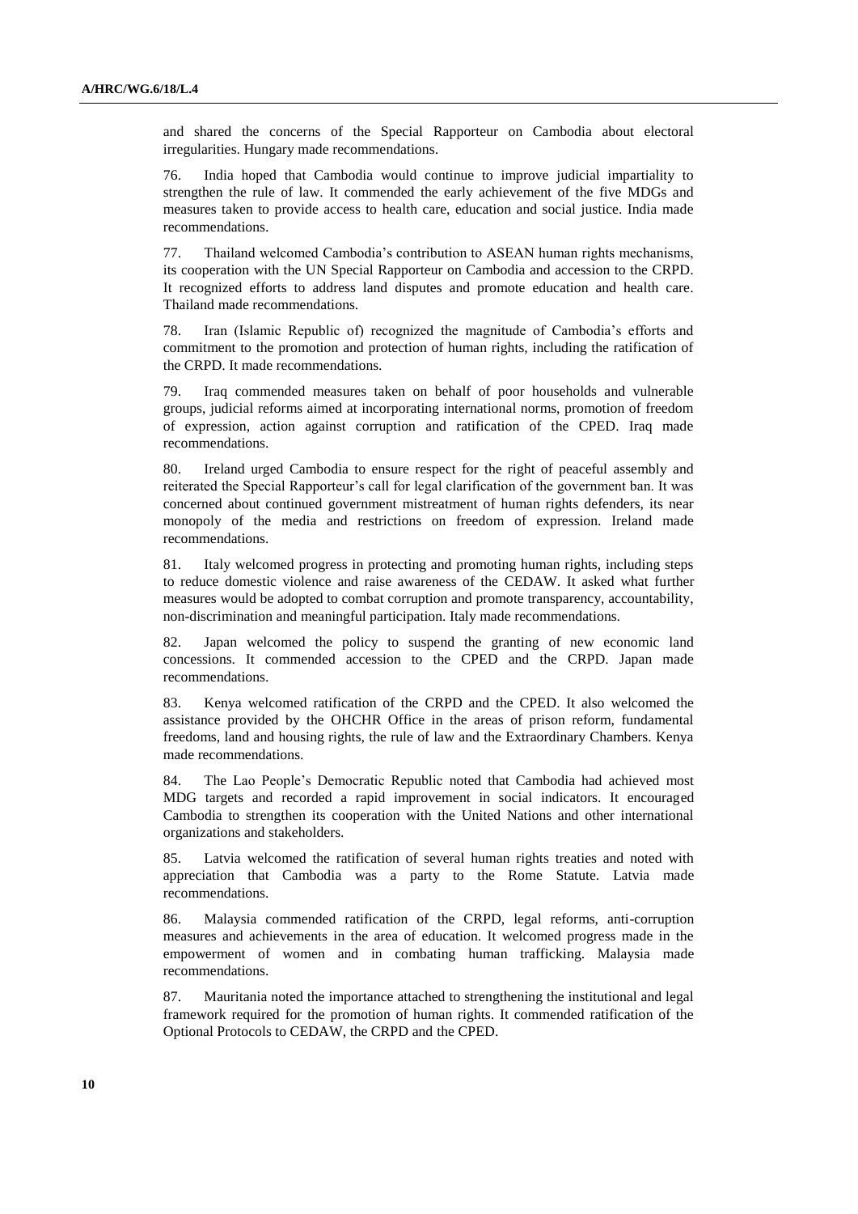and shared the concerns of the Special Rapporteur on Cambodia about electoral irregularities. Hungary made recommendations.

76. India hoped that Cambodia would continue to improve judicial impartiality to strengthen the rule of law. It commended the early achievement of the five MDGs and measures taken to provide access to health care, education and social justice. India made recommendations.

77. Thailand welcomed Cambodia's contribution to ASEAN human rights mechanisms, its cooperation with the UN Special Rapporteur on Cambodia and accession to the CRPD. It recognized efforts to address land disputes and promote education and health care. Thailand made recommendations.

78. Iran (Islamic Republic of) recognized the magnitude of Cambodia's efforts and commitment to the promotion and protection of human rights, including the ratification of the CRPD. It made recommendations.

79. Iraq commended measures taken on behalf of poor households and vulnerable groups, judicial reforms aimed at incorporating international norms, promotion of freedom of expression, action against corruption and ratification of the CPED. Iraq made recommendations.

80. Ireland urged Cambodia to ensure respect for the right of peaceful assembly and reiterated the Special Rapporteur's call for legal clarification of the government ban. It was concerned about continued government mistreatment of human rights defenders, its near monopoly of the media and restrictions on freedom of expression. Ireland made recommendations.

81. Italy welcomed progress in protecting and promoting human rights, including steps to reduce domestic violence and raise awareness of the CEDAW. It asked what further measures would be adopted to combat corruption and promote transparency, accountability, non-discrimination and meaningful participation. Italy made recommendations.

82. Japan welcomed the policy to suspend the granting of new economic land concessions. It commended accession to the CPED and the CRPD. Japan made recommendations.

83. Kenya welcomed ratification of the CRPD and the CPED. It also welcomed the assistance provided by the OHCHR Office in the areas of prison reform, fundamental freedoms, land and housing rights, the rule of law and the Extraordinary Chambers. Kenya made recommendations.

84. The Lao People's Democratic Republic noted that Cambodia had achieved most MDG targets and recorded a rapid improvement in social indicators. It encouraged Cambodia to strengthen its cooperation with the United Nations and other international organizations and stakeholders.

85. Latvia welcomed the ratification of several human rights treaties and noted with appreciation that Cambodia was a party to the Rome Statute. Latvia made recommendations.

86. Malaysia commended ratification of the CRPD, legal reforms, anti-corruption measures and achievements in the area of education. It welcomed progress made in the empowerment of women and in combating human trafficking. Malaysia made recommendations.

87. Mauritania noted the importance attached to strengthening the institutional and legal framework required for the promotion of human rights. It commended ratification of the Optional Protocols to CEDAW, the CRPD and the CPED.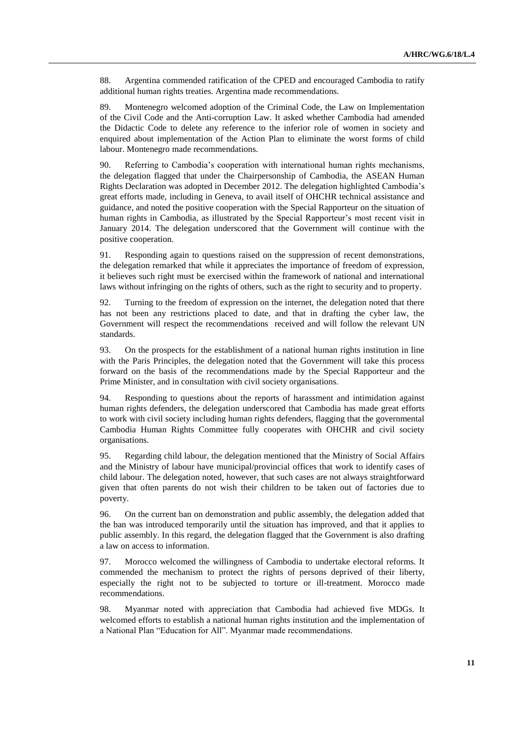88. Argentina commended ratification of the CPED and encouraged Cambodia to ratify additional human rights treaties. Argentina made recommendations.

89. Montenegro welcomed adoption of the Criminal Code, the Law on Implementation of the Civil Code and the Anti-corruption Law. It asked whether Cambodia had amended the Didactic Code to delete any reference to the inferior role of women in society and enquired about implementation of the Action Plan to eliminate the worst forms of child labour. Montenegro made recommendations.

90. Referring to Cambodia's cooperation with international human rights mechanisms, the delegation flagged that under the Chairpersonship of Cambodia, the ASEAN Human Rights Declaration was adopted in December 2012. The delegation highlighted Cambodia's great efforts made, including in Geneva, to avail itself of OHCHR technical assistance and guidance, and noted the positive cooperation with the Special Rapporteur on the situation of human rights in Cambodia, as illustrated by the Special Rapporteur's most recent visit in January 2014. The delegation underscored that the Government will continue with the positive cooperation.

91. Responding again to questions raised on the suppression of recent demonstrations, the delegation remarked that while it appreciates the importance of freedom of expression, it believes such right must be exercised within the framework of national and international laws without infringing on the rights of others, such as the right to security and to property.

92. Turning to the freedom of expression on the internet, the delegation noted that there has not been any restrictions placed to date, and that in drafting the cyber law, the Government will respect the recommendations received and will follow the relevant UN standards.

93. On the prospects for the establishment of a national human rights institution in line with the Paris Principles, the delegation noted that the Government will take this process forward on the basis of the recommendations made by the Special Rapporteur and the Prime Minister, and in consultation with civil society organisations.

94. Responding to questions about the reports of harassment and intimidation against human rights defenders, the delegation underscored that Cambodia has made great efforts to work with civil society including human rights defenders, flagging that the governmental Cambodia Human Rights Committee fully cooperates with OHCHR and civil society organisations.

95. Regarding child labour, the delegation mentioned that the Ministry of Social Affairs and the Ministry of labour have municipal/provincial offices that work to identify cases of child labour. The delegation noted, however, that such cases are not always straightforward given that often parents do not wish their children to be taken out of factories due to poverty.

96. On the current ban on demonstration and public assembly, the delegation added that the ban was introduced temporarily until the situation has improved, and that it applies to public assembly. In this regard, the delegation flagged that the Government is also drafting a law on access to information.

97. Morocco welcomed the willingness of Cambodia to undertake electoral reforms. It commended the mechanism to protect the rights of persons deprived of their liberty, especially the right not to be subjected to torture or ill-treatment. Morocco made recommendations.

98. Myanmar noted with appreciation that Cambodia had achieved five MDGs. It welcomed efforts to establish a national human rights institution and the implementation of a National Plan "Education for All". Myanmar made recommendations.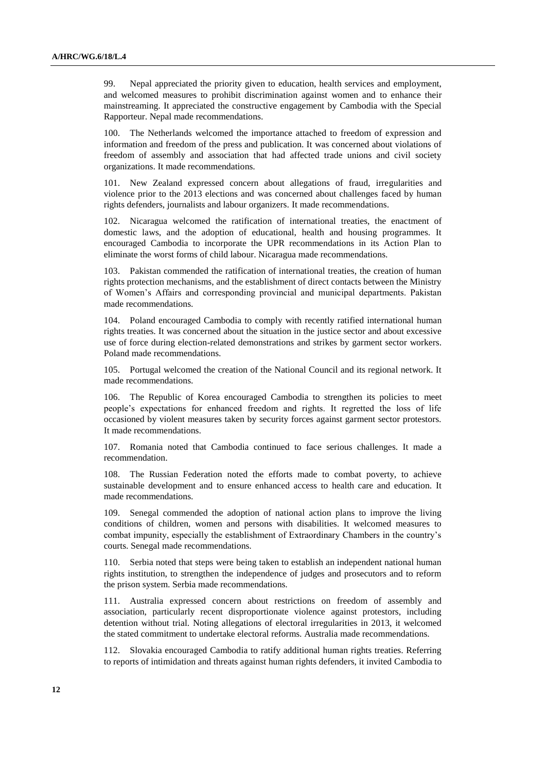99. Nepal appreciated the priority given to education, health services and employment, and welcomed measures to prohibit discrimination against women and to enhance their mainstreaming. It appreciated the constructive engagement by Cambodia with the Special Rapporteur. Nepal made recommendations.

100. The Netherlands welcomed the importance attached to freedom of expression and information and freedom of the press and publication. It was concerned about violations of freedom of assembly and association that had affected trade unions and civil society organizations. It made recommendations.

101. New Zealand expressed concern about allegations of fraud, irregularities and violence prior to the 2013 elections and was concerned about challenges faced by human rights defenders, journalists and labour organizers. It made recommendations.

102. Nicaragua welcomed the ratification of international treaties, the enactment of domestic laws, and the adoption of educational, health and housing programmes. It encouraged Cambodia to incorporate the UPR recommendations in its Action Plan to eliminate the worst forms of child labour. Nicaragua made recommendations.

103. Pakistan commended the ratification of international treaties, the creation of human rights protection mechanisms, and the establishment of direct contacts between the Ministry of Women's Affairs and corresponding provincial and municipal departments. Pakistan made recommendations.

104. Poland encouraged Cambodia to comply with recently ratified international human rights treaties. It was concerned about the situation in the justice sector and about excessive use of force during election-related demonstrations and strikes by garment sector workers. Poland made recommendations.

105. Portugal welcomed the creation of the National Council and its regional network. It made recommendations.

106. The Republic of Korea encouraged Cambodia to strengthen its policies to meet people's expectations for enhanced freedom and rights. It regretted the loss of life occasioned by violent measures taken by security forces against garment sector protestors. It made recommendations.

107. Romania noted that Cambodia continued to face serious challenges. It made a recommendation.

108. The Russian Federation noted the efforts made to combat poverty, to achieve sustainable development and to ensure enhanced access to health care and education. It made recommendations.

109. Senegal commended the adoption of national action plans to improve the living conditions of children, women and persons with disabilities. It welcomed measures to combat impunity, especially the establishment of Extraordinary Chambers in the country's courts. Senegal made recommendations.

110. Serbia noted that steps were being taken to establish an independent national human rights institution, to strengthen the independence of judges and prosecutors and to reform the prison system. Serbia made recommendations.

111. Australia expressed concern about restrictions on freedom of assembly and association, particularly recent disproportionate violence against protestors, including detention without trial. Noting allegations of electoral irregularities in 2013, it welcomed the stated commitment to undertake electoral reforms. Australia made recommendations.

112. Slovakia encouraged Cambodia to ratify additional human rights treaties. Referring to reports of intimidation and threats against human rights defenders, it invited Cambodia to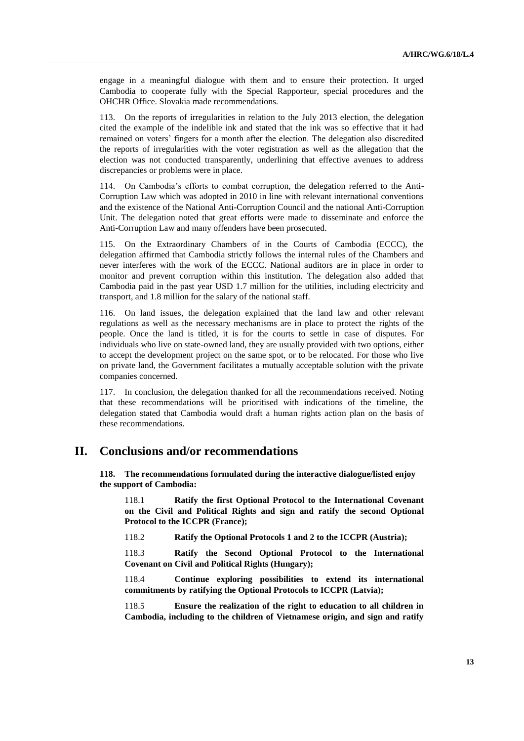engage in a meaningful dialogue with them and to ensure their protection. It urged Cambodia to cooperate fully with the Special Rapporteur, special procedures and the OHCHR Office. Slovakia made recommendations.

113. On the reports of irregularities in relation to the July 2013 election, the delegation cited the example of the indelible ink and stated that the ink was so effective that it had remained on voters' fingers for a month after the election. The delegation also discredited the reports of irregularities with the voter registration as well as the allegation that the election was not conducted transparently, underlining that effective avenues to address discrepancies or problems were in place.

114. On Cambodia's efforts to combat corruption, the delegation referred to the Anti-Corruption Law which was adopted in 2010 in line with relevant international conventions and the existence of the National Anti-Corruption Council and the national Anti-Corruption Unit. The delegation noted that great efforts were made to disseminate and enforce the Anti-Corruption Law and many offenders have been prosecuted.

115. On the Extraordinary Chambers of in the Courts of Cambodia (ECCC), the delegation affirmed that Cambodia strictly follows the internal rules of the Chambers and never interferes with the work of the ECCC. National auditors are in place in order to monitor and prevent corruption within this institution. The delegation also added that Cambodia paid in the past year USD 1.7 million for the utilities, including electricity and transport, and 1.8 million for the salary of the national staff.

116. On land issues, the delegation explained that the land law and other relevant regulations as well as the necessary mechanisms are in place to protect the rights of the people. Once the land is titled, it is for the courts to settle in case of disputes. For individuals who live on state-owned land, they are usually provided with two options, either to accept the development project on the same spot, or to be relocated. For those who live on private land, the Government facilitates a mutually acceptable solution with the private companies concerned.

117. In conclusion, the delegation thanked for all the recommendations received. Noting that these recommendations will be prioritised with indications of the timeline, the delegation stated that Cambodia would draft a human rights action plan on the basis of these recommendations.

# II. Conclusions and/or recommendations

**118. The recommendations formulated during the interactive dialogue/listed enjoy the support of Cambodia:**

118.1 **Ratify the first Optional Protocol to the International Covenant on the Civil and Political Rights and sign and ratify the second Optional Protocol to the ICCPR (France);**

118.2 **Ratify the Optional Protocols 1 and 2 to the ICCPR (Austria);**

118.3 **Ratify the Second Optional Protocol to the International Covenant on Civil and Political Rights (Hungary);**

118.4 **Continue exploring possibilities to extend its international commitments by ratifying the Optional Protocols to ICCPR (Latvia);**

118.5 **Ensure the realization of the right to education to all children in Cambodia, including to the children of Vietnamese origin, and sign and ratify**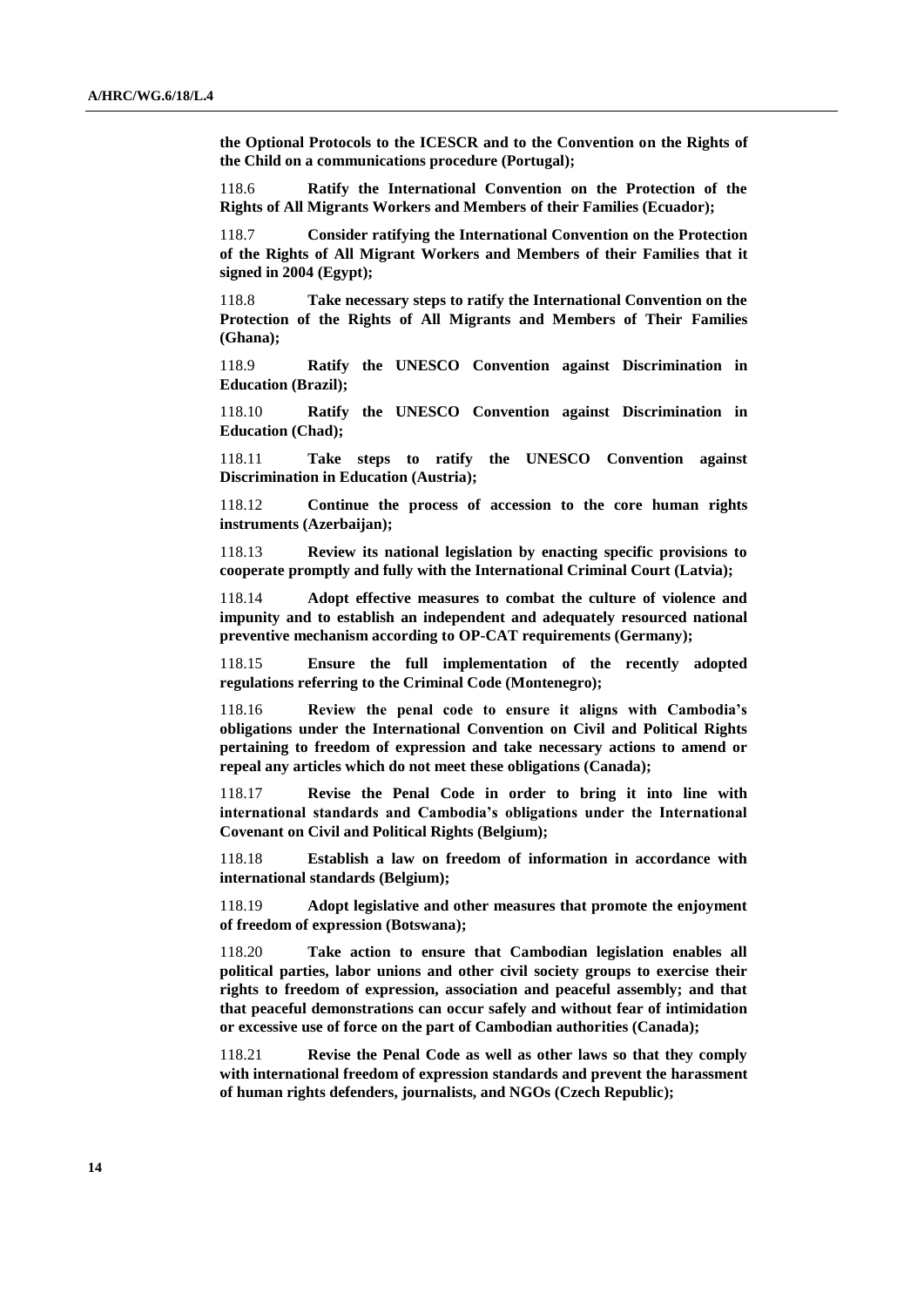**the Optional Protocols to the ICESCR and to the Convention on the Rights of the Child on a communications procedure (Portugal);**

118.6 **Ratify the International Convention on the Protection of the Rights of All Migrants Workers and Members of their Families (Ecuador);**

118.7 **Consider ratifying the International Convention on the Protection of the Rights of All Migrant Workers and Members of their Families that it signed in 2004 (Egypt);**

118.8 **Take necessary steps to ratify the International Convention on the Protection of the Rights of All Migrants and Members of Their Families (Ghana);**

118.9 **Ratify the UNESCO Convention against Discrimination in Education (Brazil);**

118.10 **Ratify the UNESCO Convention against Discrimination in Education (Chad);**

118.11 **Take steps to ratify the UNESCO Convention against Discrimination in Education (Austria);**

118.12 **Continue the process of accession to the core human rights instruments (Azerbaijan);**

118.13 **Review its national legislation by enacting specific provisions to cooperate promptly and fully with the International Criminal Court (Latvia);**

118.14 **Adopt effective measures to combat the culture of violence and impunity and to establish an independent and adequately resourced national preventive mechanism according to OP-CAT requirements (Germany);**

118.15 **Ensure the full implementation of the recently adopted regulations referring to the Criminal Code (Montenegro);**

118.16 **Review the penal code to ensure it aligns with Cambodia's obligations under the International Convention on Civil and Political Rights pertaining to freedom of expression and take necessary actions to amend or repeal any articles which do not meet these obligations (Canada);**

118.17 **Revise the Penal Code in order to bring it into line with international standards and Cambodia's obligations under the International Covenant on Civil and Political Rights (Belgium);**

118.18 **Establish a law on freedom of information in accordance with international standards (Belgium);**

118.19 **Adopt legislative and other measures that promote the enjoyment of freedom of expression (Botswana);**

118.20 **Take action to ensure that Cambodian legislation enables all political parties, labor unions and other civil society groups to exercise their rights to freedom of expression, association and peaceful assembly; and that that peaceful demonstrations can occur safely and without fear of intimidation or excessive use of force on the part of Cambodian authorities (Canada);**

118.21 **Revise the Penal Code as well as other laws so that they comply with international freedom of expression standards and prevent the harassment of human rights defenders, journalists, and NGOs (Czech Republic);**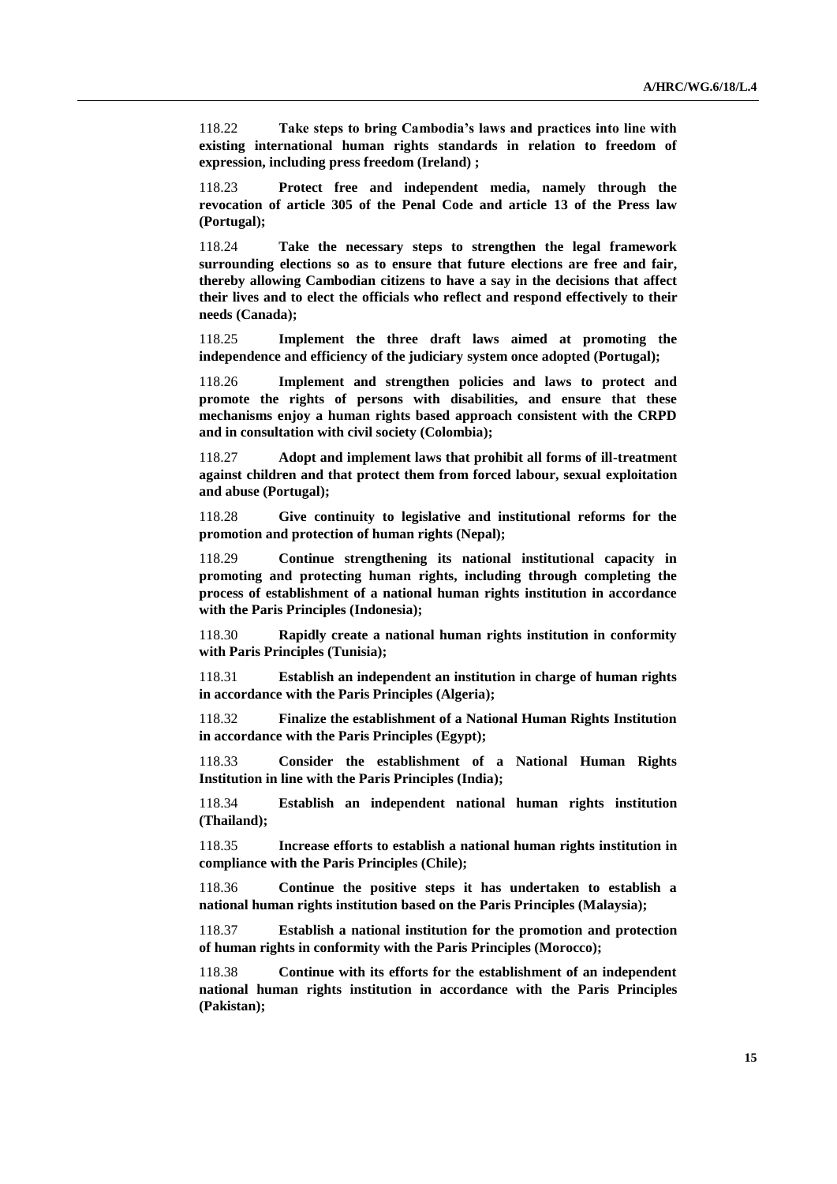118.22 **Take steps to bring Cambodia's laws and practices into line with existing international human rights standards in relation to freedom of expression, including press freedom (Ireland) ;**

118.23 **Protect free and independent media, namely through the revocation of article 305 of the Penal Code and article 13 of the Press law (Portugal);**

118.24 **Take the necessary steps to strengthen the legal framework surrounding elections so as to ensure that future elections are free and fair, thereby allowing Cambodian citizens to have a say in the decisions that affect their lives and to elect the officials who reflect and respond effectively to their needs (Canada);**

118.25 **Implement the three draft laws aimed at promoting the independence and efficiency of the judiciary system once adopted (Portugal);**

118.26 **Implement and strengthen policies and laws to protect and promote the rights of persons with disabilities, and ensure that these mechanisms enjoy a human rights based approach consistent with the CRPD and in consultation with civil society (Colombia);**

118.27 **Adopt and implement laws that prohibit all forms of ill-treatment against children and that protect them from forced labour, sexual exploitation and abuse (Portugal);**

118.28 **Give continuity to legislative and institutional reforms for the promotion and protection of human rights (Nepal);**

118.29 **Continue strengthening its national institutional capacity in promoting and protecting human rights, including through completing the process of establishment of a national human rights institution in accordance with the Paris Principles (Indonesia);**

118.30 **Rapidly create a national human rights institution in conformity with Paris Principles (Tunisia);**

118.31 **Establish an independent an institution in charge of human rights in accordance with the Paris Principles (Algeria);**

118.32 **Finalize the establishment of a National Human Rights Institution in accordance with the Paris Principles (Egypt);**

118.33 **Consider the establishment of a National Human Rights Institution in line with the Paris Principles (India);**

118.34 **Establish an independent national human rights institution (Thailand);**

118.35 **Increase efforts to establish a national human rights institution in compliance with the Paris Principles (Chile);**

118.36 **Continue the positive steps it has undertaken to establish a national human rights institution based on the Paris Principles (Malaysia);**

118.37 **Establish a national institution for the promotion and protection of human rights in conformity with the Paris Principles (Morocco);**

118.38 **Continue with its efforts for the establishment of an independent national human rights institution in accordance with the Paris Principles (Pakistan);**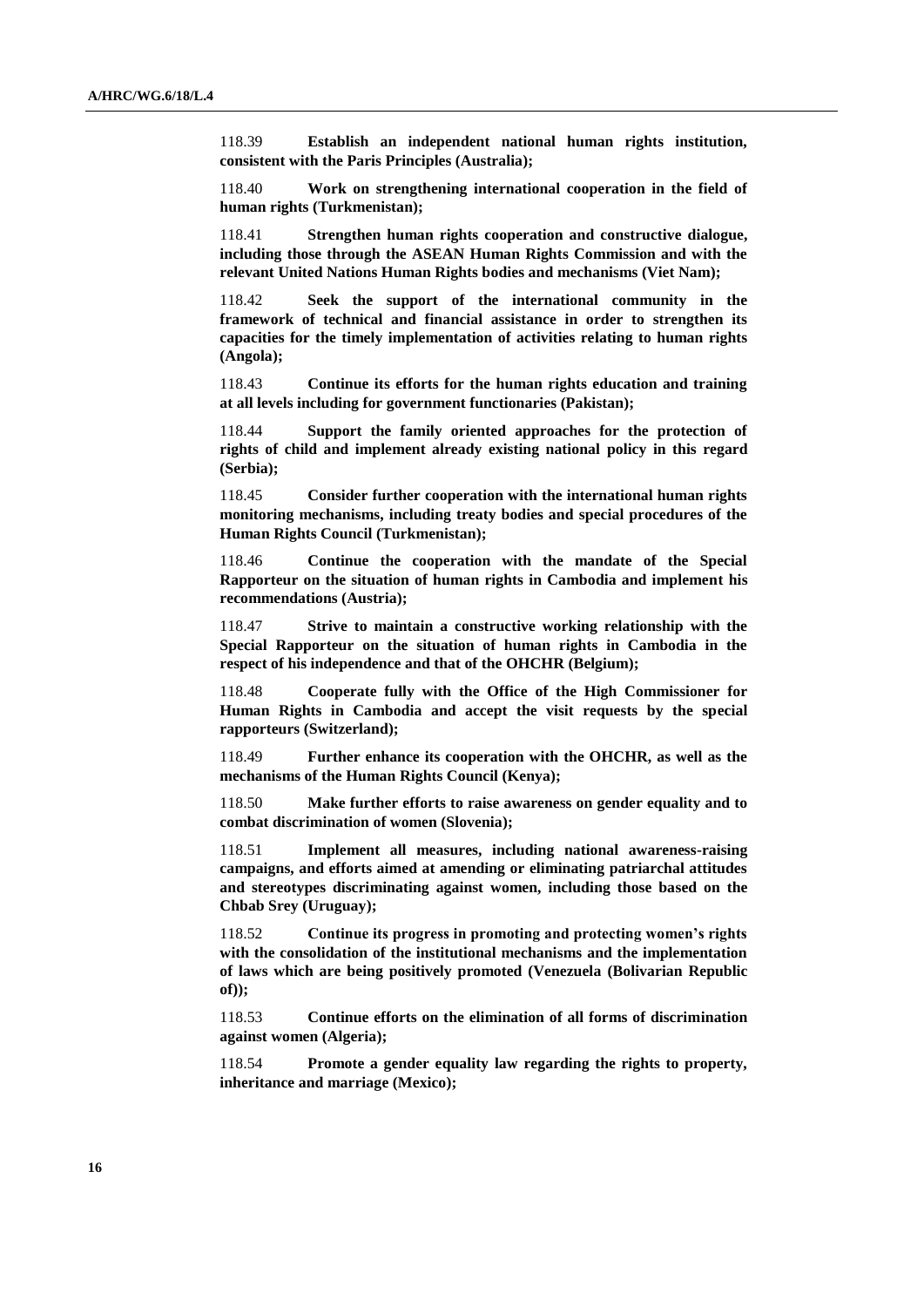118.39 **Establish an independent national human rights institution, consistent with the Paris Principles (Australia);**

118.40 **Work on strengthening international cooperation in the field of human rights (Turkmenistan);**

118.41 **Strengthen human rights cooperation and constructive dialogue, including those through the ASEAN Human Rights Commission and with the relevant United Nations Human Rights bodies and mechanisms (Viet Nam);**

118.42 **Seek the support of the international community in the framework of technical and financial assistance in order to strengthen its capacities for the timely implementation of activities relating to human rights (Angola);**

118.43 **Continue its efforts for the human rights education and training at all levels including for government functionaries (Pakistan);**

118.44 **Support the family oriented approaches for the protection of rights of child and implement already existing national policy in this regard (Serbia);**

118.45 **Consider further cooperation with the international human rights monitoring mechanisms, including treaty bodies and special procedures of the Human Rights Council (Turkmenistan);**

118.46 **Continue the cooperation with the mandate of the Special Rapporteur on the situation of human rights in Cambodia and implement his recommendations (Austria);**

118.47 **Strive to maintain a constructive working relationship with the Special Rapporteur on the situation of human rights in Cambodia in the respect of his independence and that of the OHCHR (Belgium);**

118.48 **Cooperate fully with the Office of the High Commissioner for Human Rights in Cambodia and accept the visit requests by the special rapporteurs (Switzerland);**

118.49 **Further enhance its cooperation with the OHCHR, as well as the mechanisms of the Human Rights Council (Kenya);**

118.50 **Make further efforts to raise awareness on gender equality and to combat discrimination of women (Slovenia);**

118.51 **Implement all measures, including national awareness-raising campaigns, and efforts aimed at amending or eliminating patriarchal attitudes and stereotypes discriminating against women, including those based on the Chbab Srey (Uruguay);**

118.52 **Continue its progress in promoting and protecting women's rights with the consolidation of the institutional mechanisms and the implementation of laws which are being positively promoted (Venezuela (Bolivarian Republic of));**

118.53 **Continue efforts on the elimination of all forms of discrimination against women (Algeria);**

118.54 **Promote a gender equality law regarding the rights to property, inheritance and marriage (Mexico);**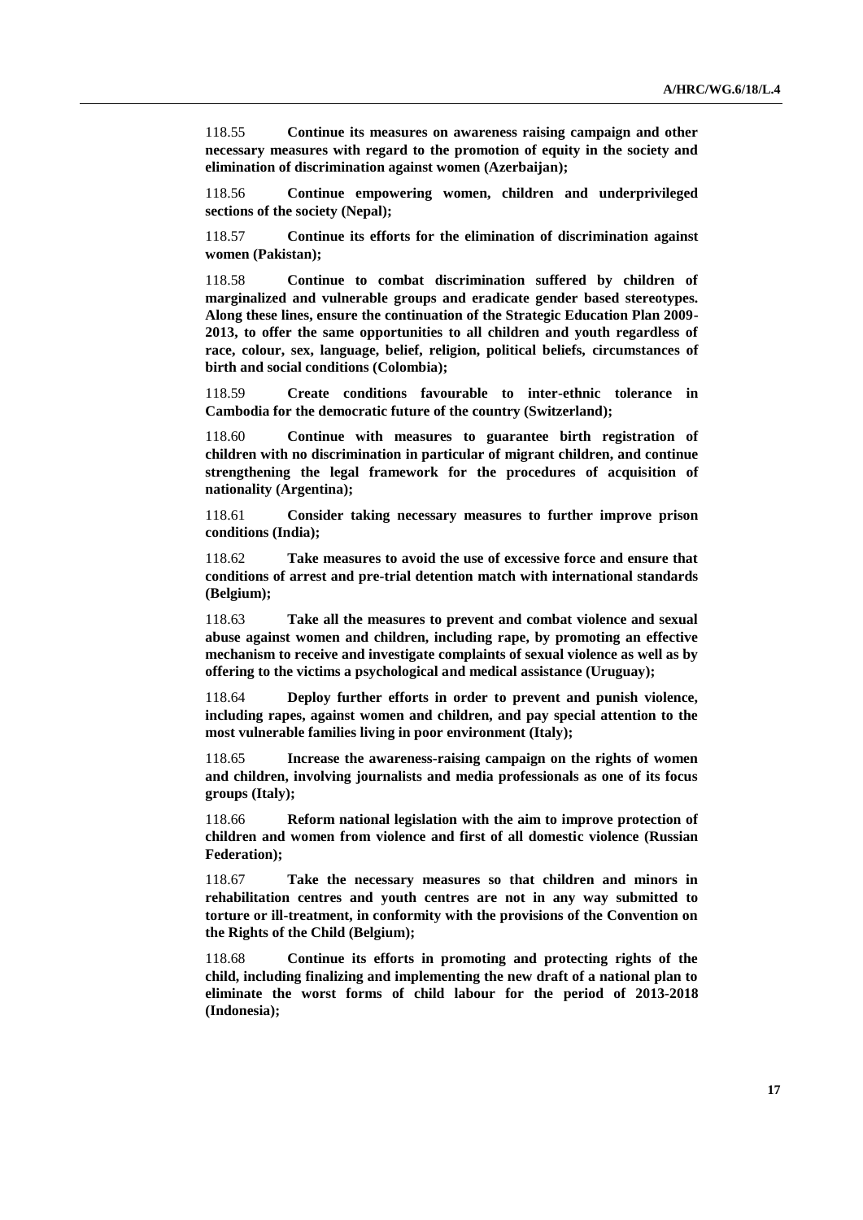118.55 **Continue its measures on awareness raising campaign and other necessary measures with regard to the promotion of equity in the society and elimination of discrimination against women (Azerbaijan);**

118.56 **Continue empowering women, children and underprivileged sections of the society (Nepal);**

118.57 **Continue its efforts for the elimination of discrimination against women (Pakistan);**

118.58 **Continue to combat discrimination suffered by children of marginalized and vulnerable groups and eradicate gender based stereotypes. Along these lines, ensure the continuation of the Strategic Education Plan 2009-2013, to offer the same opportunities to all children and youth regardless of race, colour, sex, language, belief, religion, political beliefs, circumstances of birth and social conditions (Colombia);**

118.59 **Create conditions favourable to inter-ethnic tolerance in Cambodia for the democratic future of the country (Switzerland);**

118.60 **Continue with measures to guarantee birth registration of children with no discrimination in particular of migrant children, and continue strengthening the legal framework for the procedures of acquisition of nationality (Argentina);**

118.61 **Consider taking necessary measures to further improve prison conditions (India);**

118.62 **Take measures to avoid the use of excessive force and ensure that conditions of arrest and pre-trial detention match with international standards (Belgium);**

118.63 **Take all the measures to prevent and combat violence and sexual abuse against women and children, including rape, by promoting an effective mechanism to receive and investigate complaints of sexual violence as well as by offering to the victims a psychological and medical assistance (Uruguay);**

118.64 **Deploy further efforts in order to prevent and punish violence, including rapes, against women and children, and pay special attention to the most vulnerable families living in poor environment (Italy);**

118.65 **Increase the awareness-raising campaign on the rights of women and children, involving journalists and media professionals as one of its focus groups (Italy);**

118.66 **Reform national legislation with the aim to improve protection of children and women from violence and first of all domestic violence (Russian Federation);**

118.67 **Take the necessary measures so that children and minors in rehabilitation centres and youth centres are not in any way submitted to torture or ill-treatment, in conformity with the provisions of the Convention on the Rights of the Child (Belgium);**

118.68 **Continue its efforts in promoting and protecting rights of the child, including finalizing and implementing the new draft of a national plan to eliminate the worst forms of child labour for the period of 2013-2018 (Indonesia);**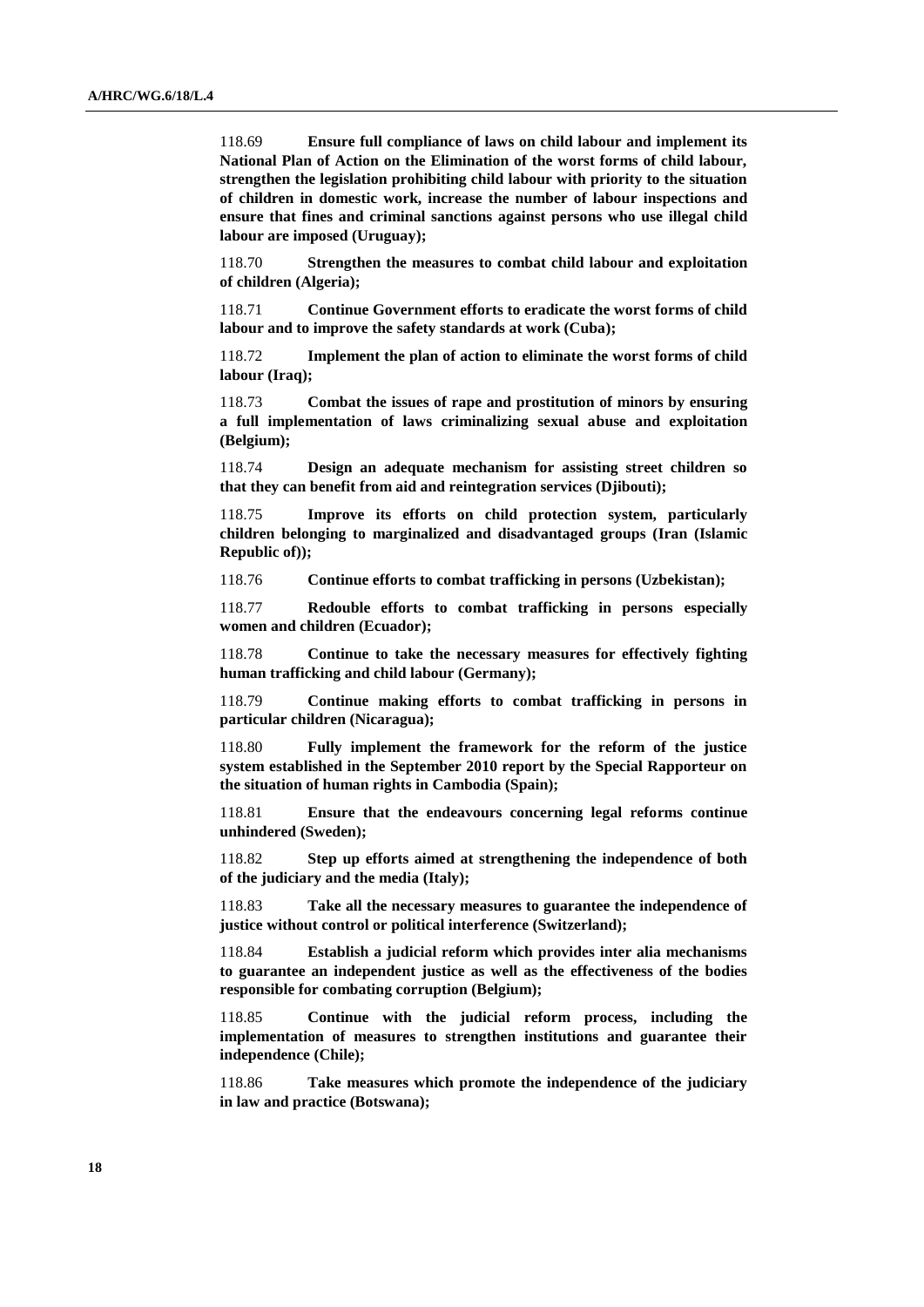118.69 **Ensure full compliance of laws on child labour and implement its National Plan of Action on the Elimination of the worst forms of child labour, strengthen the legislation prohibiting child labour with priority to the situation of children in domestic work, increase the number of labour inspections and ensure that fines and criminal sanctions against persons who use illegal child labour are imposed (Uruguay);**

118.70 **Strengthen the measures to combat child labour and exploitation of children (Algeria);**

118.71 **Continue Government efforts to eradicate the worst forms of child labour and to improve the safety standards at work (Cuba);**

118.72 **Implement the plan of action to eliminate the worst forms of child labour (Iraq);**

118.73 **Combat the issues of rape and prostitution of minors by ensuring a full implementation of laws criminalizing sexual abuse and exploitation (Belgium);**

118.74 **Design an adequate mechanism for assisting street children so that they can benefit from aid and reintegration services (Djibouti);**

118.75 **Improve its efforts on child protection system, particularly children belonging to marginalized and disadvantaged groups (Iran (Islamic Republic of));**

118.76 **Continue efforts to combat trafficking in persons (Uzbekistan);**

118.77 **Redouble efforts to combat trafficking in persons especially women and children (Ecuador);**

118.78 **Continue to take the necessary measures for effectively fighting human trafficking and child labour (Germany);**

118.79 **Continue making efforts to combat trafficking in persons in particular children (Nicaragua);**

118.80 **Fully implement the framework for the reform of the justice system established in the September 2010 report by the Special Rapporteur on the situation of human rights in Cambodia (Spain);**

118.81 **Ensure that the endeavours concerning legal reforms continue unhindered (Sweden);**

118.82 **Step up efforts aimed at strengthening the independence of both of the judiciary and the media (Italy);**

118.83 **Take all the necessary measures to guarantee the independence of justice without control or political interference (Switzerland);**

118.84 **Establish a judicial reform which provides inter alia mechanisms to guarantee an independent justice as well as the effectiveness of the bodies responsible for combating corruption (Belgium);**

118.85 **Continue with the judicial reform process, including the implementation of measures to strengthen institutions and guarantee their independence (Chile);**

118.86 **Take measures which promote the independence of the judiciary in law and practice (Botswana);**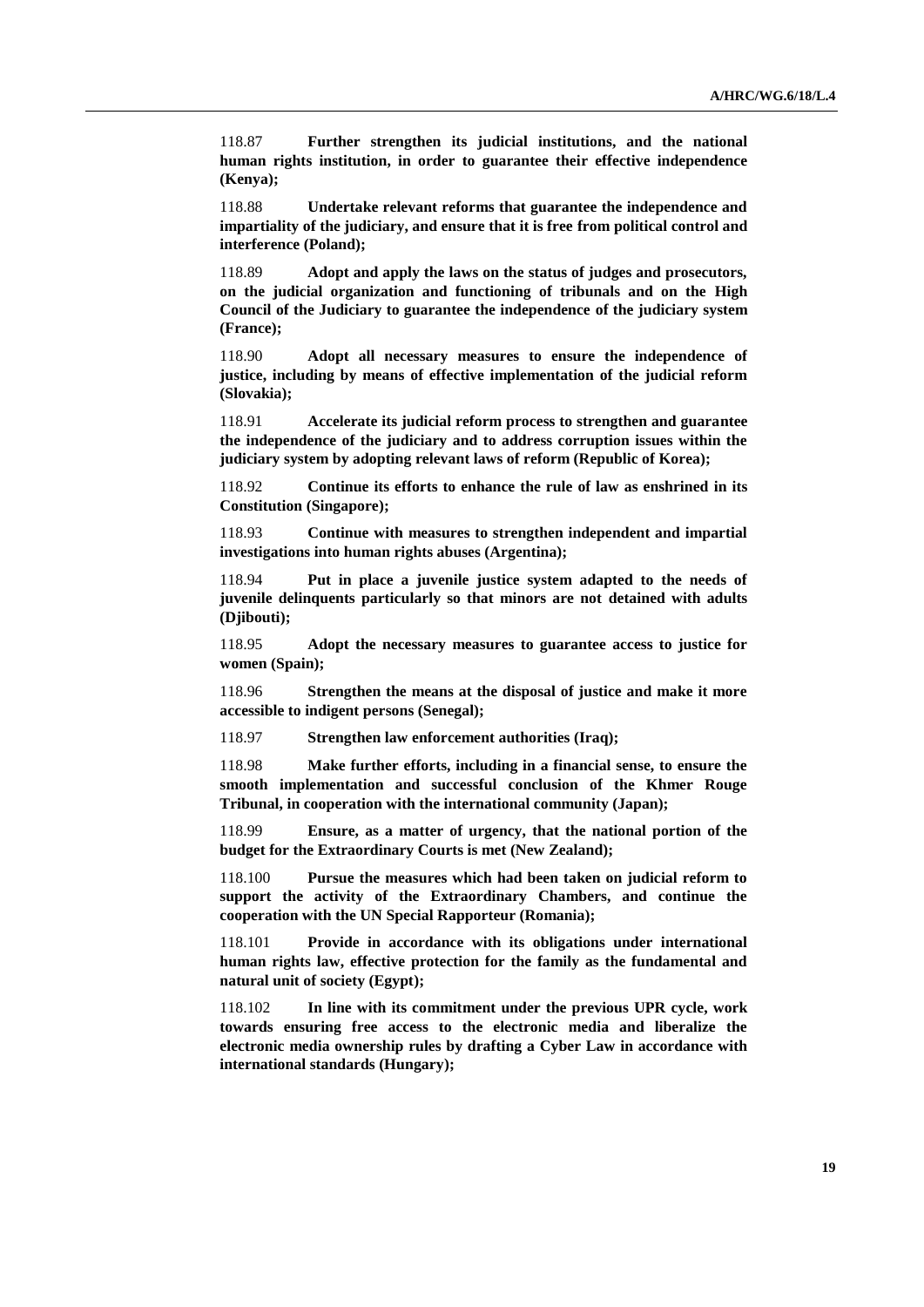118.87 **Further strengthen its judicial institutions, and the national human rights institution, in order to guarantee their effective independence (Kenya);**

118.88 **Undertake relevant reforms that guarantee the independence and impartiality of the judiciary, and ensure that it is free from political control and interference (Poland);**

118.89 **Adopt and apply the laws on the status of judges and prosecutors, on the judicial organization and functioning of tribunals and on the High Council of the Judiciary to guarantee the independence of the judiciary system (France);**

118.90 **Adopt all necessary measures to ensure the independence of justice, including by means of effective implementation of the judicial reform (Slovakia);**

118.91 **Accelerate its judicial reform process to strengthen and guarantee the independence of the judiciary and to address corruption issues within the judiciary system by adopting relevant laws of reform (Republic of Korea);**

118.92 **Continue its efforts to enhance the rule of law as enshrined in its Constitution (Singapore);**

118.93 **Continue with measures to strengthen independent and impartial investigations into human rights abuses (Argentina);**

118.94 **Put in place a juvenile justice system adapted to the needs of juvenile delinquents particularly so that minors are not detained with adults (Djibouti);**

118.95 **Adopt the necessary measures to guarantee access to justice for women (Spain);**

118.96 **Strengthen the means at the disposal of justice and make it more accessible to indigent persons (Senegal);**

118.97 **Strengthen law enforcement authorities (Iraq);**

118.98 **Make further efforts, including in a financial sense, to ensure the smooth implementation and successful conclusion of the Khmer Rouge Tribunal, in cooperation with the international community (Japan);**

118.99 **Ensure, as a matter of urgency, that the national portion of the budget for the Extraordinary Courts is met (New Zealand);**

118.100 **Pursue the measures which had been taken on judicial reform to support the activity of the Extraordinary Chambers, and continue the cooperation with the UN Special Rapporteur (Romania);**

118.101 **Provide in accordance with its obligations under international human rights law, effective protection for the family as the fundamental and natural unit of society (Egypt);**

118.102 **In line with its commitment under the previous UPR cycle, work towards ensuring free access to the electronic media and liberalize the electronic media ownership rules by drafting a Cyber Law in accordance with international standards (Hungary);**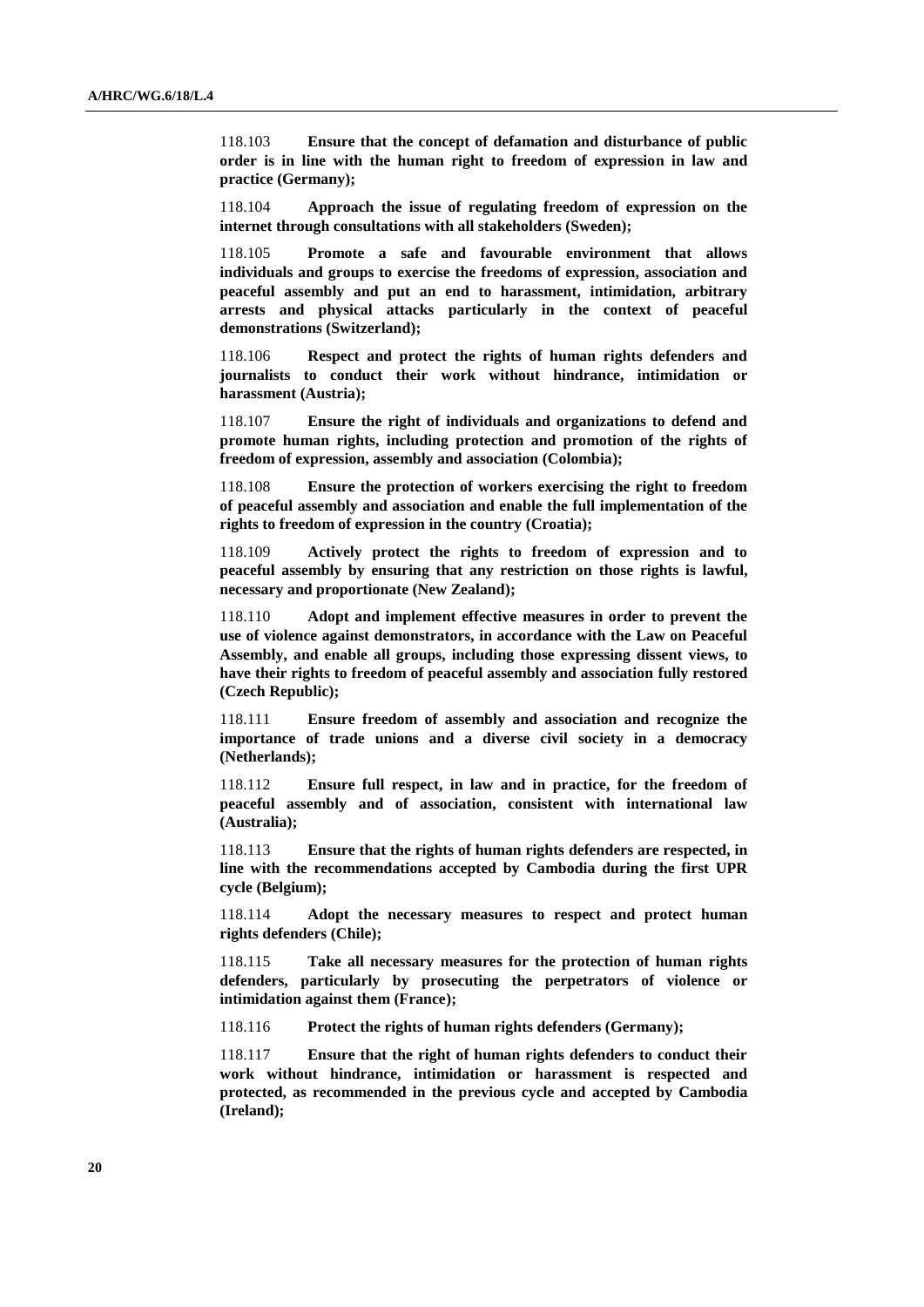118.103 **Ensure that the concept of defamation and disturbance of public order is in line with the human right to freedom of expression in law and practice (Germany);**

118.104 **Approach the issue of regulating freedom of expression on the internet through consultations with all stakeholders (Sweden);**

118.105 **Promote a safe and favourable environment that allows individuals and groups to exercise the freedoms of expression, association and peaceful assembly and put an end to harassment, intimidation, arbitrary arrests and physical attacks particularly in the context of peaceful demonstrations (Switzerland);**

118.106 **Respect and protect the rights of human rights defenders and journalists to conduct their work without hindrance, intimidation or harassment (Austria);**

118.107 **Ensure the right of individuals and organizations to defend and promote human rights, including protection and promotion of the rights of freedom of expression, assembly and association (Colombia);**

118.108 **Ensure the protection of workers exercising the right to freedom of peaceful assembly and association and enable the full implementation of the rights to freedom of expression in the country (Croatia);**

118.109 **Actively protect the rights to freedom of expression and to peaceful assembly by ensuring that any restriction on those rights is lawful, necessary and proportionate (New Zealand);**

118.110 **Adopt and implement effective measures in order to prevent the use of violence against demonstrators, in accordance with the Law on Peaceful Assembly, and enable all groups, including those expressing dissent views, to have their rights to freedom of peaceful assembly and association fully restored (Czech Republic);**

118.111 **Ensure freedom of assembly and association and recognize the importance of trade unions and a diverse civil society in a democracy (Netherlands);**

118.112 **Ensure full respect, in law and in practice, for the freedom of peaceful assembly and of association, consistent with international law (Australia);**

118.113 **Ensure that the rights of human rights defenders are respected, in line with the recommendations accepted by Cambodia during the first UPR cycle (Belgium);**

118.114 **Adopt the necessary measures to respect and protect human rights defenders (Chile);**

118.115 **Take all necessary measures for the protection of human rights defenders, particularly by prosecuting the perpetrators of violence or intimidation against them (France);**

118.116 **Protect the rights of human rights defenders (Germany);**

118.117 **Ensure that the right of human rights defenders to conduct their work without hindrance, intimidation or harassment is respected and protected, as recommended in the previous cycle and accepted by Cambodia (Ireland);**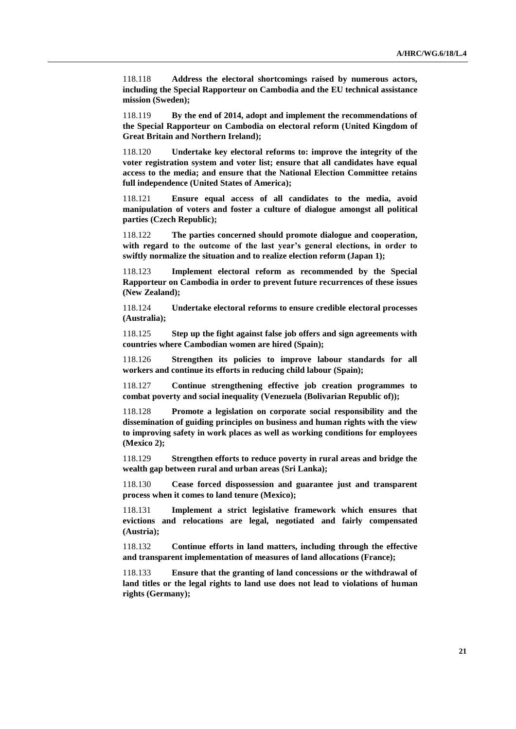118.118 **Address the electoral shortcomings raised by numerous actors, including the Special Rapporteur on Cambodia and the EU technical assistance mission (Sweden);**

118.119 **By the end of 2014, adopt and implement the recommendations of the Special Rapporteur on Cambodia on electoral reform (United Kingdom of Great Britain and Northern Ireland);**

118.120 **Undertake key electoral reforms to: improve the integrity of the voter registration system and voter list; ensure that all candidates have equal access to the media; and ensure that the National Election Committee retains full independence (United States of America);**

118.121 **Ensure equal access of all candidates to the media, avoid manipulation of voters and foster a culture of dialogue amongst all political parties (Czech Republic);**

118.122 **The parties concerned should promote dialogue and cooperation, with regard to the outcome of the last year's general elections, in order to swiftly normalize the situation and to realize election reform (Japan 1);**

118.123 **Implement electoral reform as recommended by the Special Rapporteur on Cambodia in order to prevent future recurrences of these issues (New Zealand);**

118.124 **Undertake electoral reforms to ensure credible electoral processes (Australia);**

118.125 **Step up the fight against false job offers and sign agreements with countries where Cambodian women are hired (Spain);**

118.126 **Strengthen its policies to improve labour standards for all workers and continue its efforts in reducing child labour (Spain);**

118.127 **Continue strengthening effective job creation programmes to combat poverty and social inequality (Venezuela (Bolivarian Republic of));**

118.128 **Promote a legislation on corporate social responsibility and the dissemination of guiding principles on business and human rights with the view to improving safety in work places as well as working conditions for employees (Mexico 2);**

118.129 **Strengthen efforts to reduce poverty in rural areas and bridge the wealth gap between rural and urban areas (Sri Lanka);**

118.130 **Cease forced dispossession and guarantee just and transparent process when it comes to land tenure (Mexico);**

118.131 **Implement a strict legislative framework which ensures that evictions and relocations are legal, negotiated and fairly compensated (Austria);**

118.132 **Continue efforts in land matters, including through the effective and transparent implementation of measures of land allocations (France);**

118.133 **Ensure that the granting of land concessions or the withdrawal of land titles or the legal rights to land use does not lead to violations of human rights (Germany);**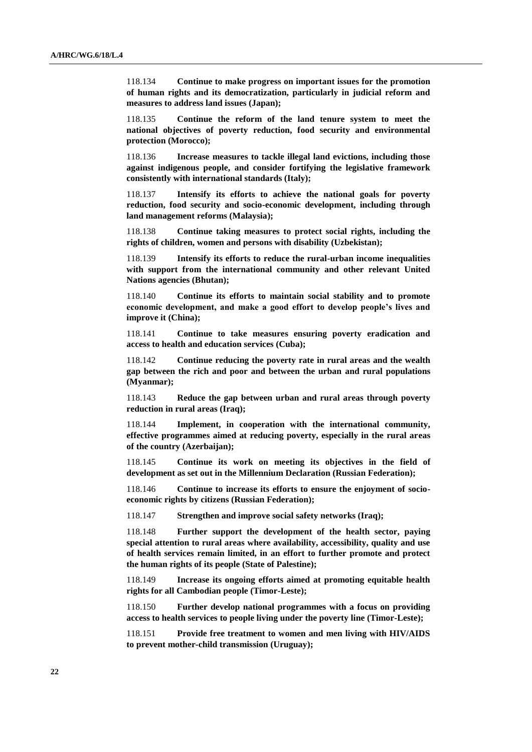118.134 **Continue to make progress on important issues for the promotion of human rights and its democratization, particularly in judicial reform and measures to address land issues (Japan);**

118.135 **Continue the reform of the land tenure system to meet the national objectives of poverty reduction, food security and environmental protection (Morocco);**

118.136 **Increase measures to tackle illegal land evictions, including those against indigenous people, and consider fortifying the legislative framework consistently with international standards (Italy);**

118.137 **Intensify its efforts to achieve the national goals for poverty reduction, food security and socio-economic development, including through land management reforms (Malaysia);**

118.138 **Continue taking measures to protect social rights, including the rights of children, women and persons with disability (Uzbekistan);**

118.139 **Intensify its efforts to reduce the rural-urban income inequalities with support from the international community and other relevant United Nations agencies (Bhutan);**

118.140 **Continue its efforts to maintain social stability and to promote economic development, and make a good effort to develop people's lives and improve it (China);**

118.141 **Continue to take measures ensuring poverty eradication and access to health and education services (Cuba);**

118.142 **Continue reducing the poverty rate in rural areas and the wealth gap between the rich and poor and between the urban and rural populations (Myanmar);**

118.143 **Reduce the gap between urban and rural areas through poverty reduction in rural areas (Iraq);**

118.144 **Implement, in cooperation with the international community, effective programmes aimed at reducing poverty, especially in the rural areas of the country (Azerbaijan);**

118.145 **Continue its work on meeting its objectives in the field of development as set out in the Millennium Declaration (Russian Federation);**

118.146 **Continue to increase its efforts to ensure the enjoyment of socio-economic rights by citizens (Russian Federation);**

118.147 **Strengthen and improve social safety networks (Iraq);**

118.148 **Further support the development of the health sector, paying special attention to rural areas where availability, accessibility, quality and use of health services remain limited, in an effort to further promote and protect the human rights of its people (State of Palestine);**

118.149 **Increase its ongoing efforts aimed at promoting equitable health rights for all Cambodian people (Timor-Leste);**

118.150 **Further develop national programmes with a focus on providing access to health services to people living under the poverty line (Timor-Leste);**

118.151 **Provide free treatment to women and men living with HIV/AIDS to prevent mother-child transmission (Uruguay);**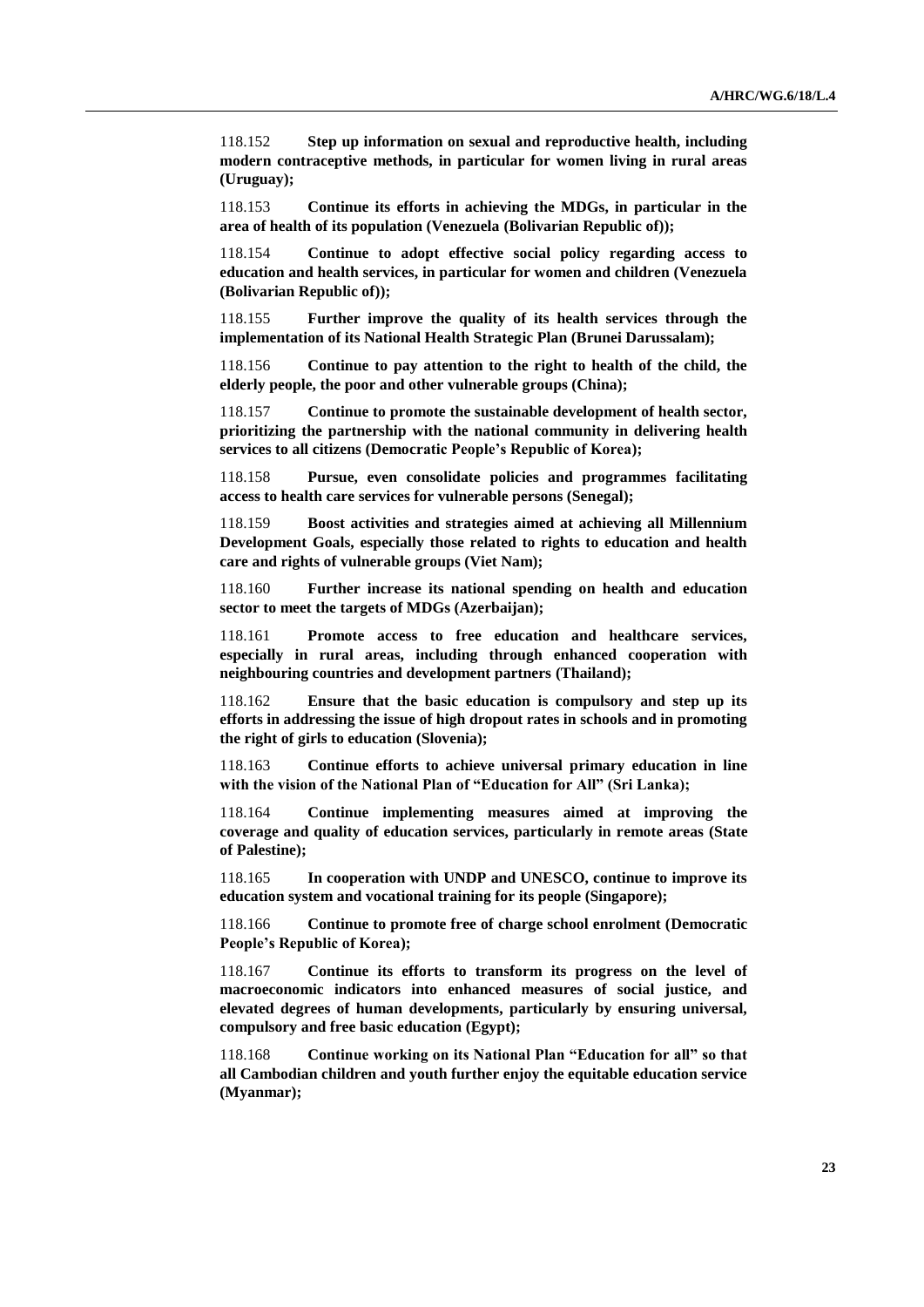118.152 **Step up information on sexual and reproductive health, including modern contraceptive methods, in particular for women living in rural areas (Uruguay);**

118.153 **Continue its efforts in achieving the MDGs, in particular in the area of health of its population (Venezuela (Bolivarian Republic of));**

118.154 **Continue to adopt effective social policy regarding access to education and health services, in particular for women and children (Venezuela (Bolivarian Republic of));**

118.155 **Further improve the quality of its health services through the implementation of its National Health Strategic Plan (Brunei Darussalam);**

118.156 **Continue to pay attention to the right to health of the child, the elderly people, the poor and other vulnerable groups (China);**

118.157 **Continue to promote the sustainable development of health sector, prioritizing the partnership with the national community in delivering health services to all citizens (Democratic People's Republic of Korea);**

118.158 **Pursue, even consolidate policies and programmes facilitating access to health care services for vulnerable persons (Senegal);**

118.159 **Boost activities and strategies aimed at achieving all Millennium Development Goals, especially those related to rights to education and health care and rights of vulnerable groups (Viet Nam);**

118.160 **Further increase its national spending on health and education sector to meet the targets of MDGs (Azerbaijan);**

118.161 **Promote access to free education and healthcare services, especially in rural areas, including through enhanced cooperation with neighbouring countries and development partners (Thailand);**

118.162 **Ensure that the basic education is compulsory and step up its efforts in addressing the issue of high dropout rates in schools and in promoting the right of girls to education (Slovenia);**

118.163 **Continue efforts to achieve universal primary education in line with the vision of the National Plan of "Education for All" (Sri Lanka);**

118.164 **Continue implementing measures aimed at improving the coverage and quality of education services, particularly in remote areas (State of Palestine);**

118.165 **In cooperation with UNDP and UNESCO, continue to improve its education system and vocational training for its people (Singapore);**

118.166 **Continue to promote free of charge school enrolment (Democratic People's Republic of Korea);**

118.167 **Continue its efforts to transform its progress on the level of macroeconomic indicators into enhanced measures of social justice, and elevated degrees of human developments, particularly by ensuring universal, compulsory and free basic education (Egypt);**

118.168 **Continue working on its National Plan "Education for all" so that all Cambodian children and youth further enjoy the equitable education service (Myanmar);**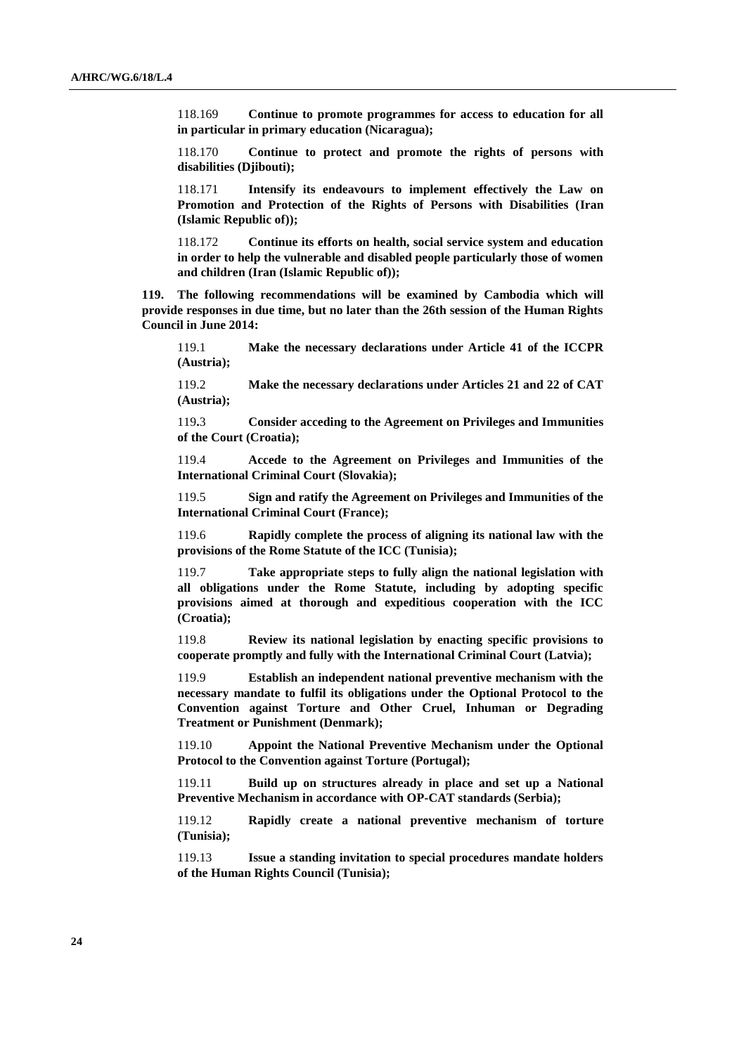118.169 **Continue to promote programmes for access to education for all in particular in primary education (Nicaragua);**

118.170 **Continue to protect and promote the rights of persons with disabilities (Djibouti);**

118.171 **Intensify its endeavours to implement effectively the Law on Promotion and Protection of the Rights of Persons with Disabilities (Iran (Islamic Republic of));**

118.172 **Continue its efforts on health, social service system and education in order to help the vulnerable and disabled people particularly those of women and children (Iran (Islamic Republic of));**

**119. The following recommendations will be examined by Cambodia which will provide responses in due time, but no later than the 26th session of the Human Rights Council in June 2014:**

119.1 **Make the necessary declarations under Article 41 of the ICCPR (Austria);**

119.2 **Make the necessary declarations under Articles 21 and 22 of CAT (Austria);**

119.3 **Consider acceding to the Agreement on Privileges and Immunities of the Court (Croatia);**

119.4 **Accede to the Agreement on Privileges and Immunities of the International Criminal Court (Slovakia);**

119.5 **Sign and ratify the Agreement on Privileges and Immunities of the International Criminal Court (France);**

119.6 **Rapidly complete the process of aligning its national law with the provisions of the Rome Statute of the ICC (Tunisia);**

119.7 **Take appropriate steps to fully align the national legislation with all obligations under the Rome Statute, including by adopting specific provisions aimed at thorough and expeditious cooperation with the ICC (Croatia);**

119.8 **Review its national legislation by enacting specific provisions to cooperate promptly and fully with the International Criminal Court (Latvia);**

119.9 **Establish an independent national preventive mechanism with the necessary mandate to fulfil its obligations under the Optional Protocol to the Convention against Torture and Other Cruel, Inhuman or Degrading Treatment or Punishment (Denmark);**

119.10 **Appoint the National Preventive Mechanism under the Optional Protocol to the Convention against Torture (Portugal);**

119.11 **Build up on structures already in place and set up a National Preventive Mechanism in accordance with OP-CAT standards (Serbia);**

119.12 **Rapidly create a national preventive mechanism of torture (Tunisia);**

119.13 **Issue a standing invitation to special procedures mandate holders of the Human Rights Council (Tunisia);**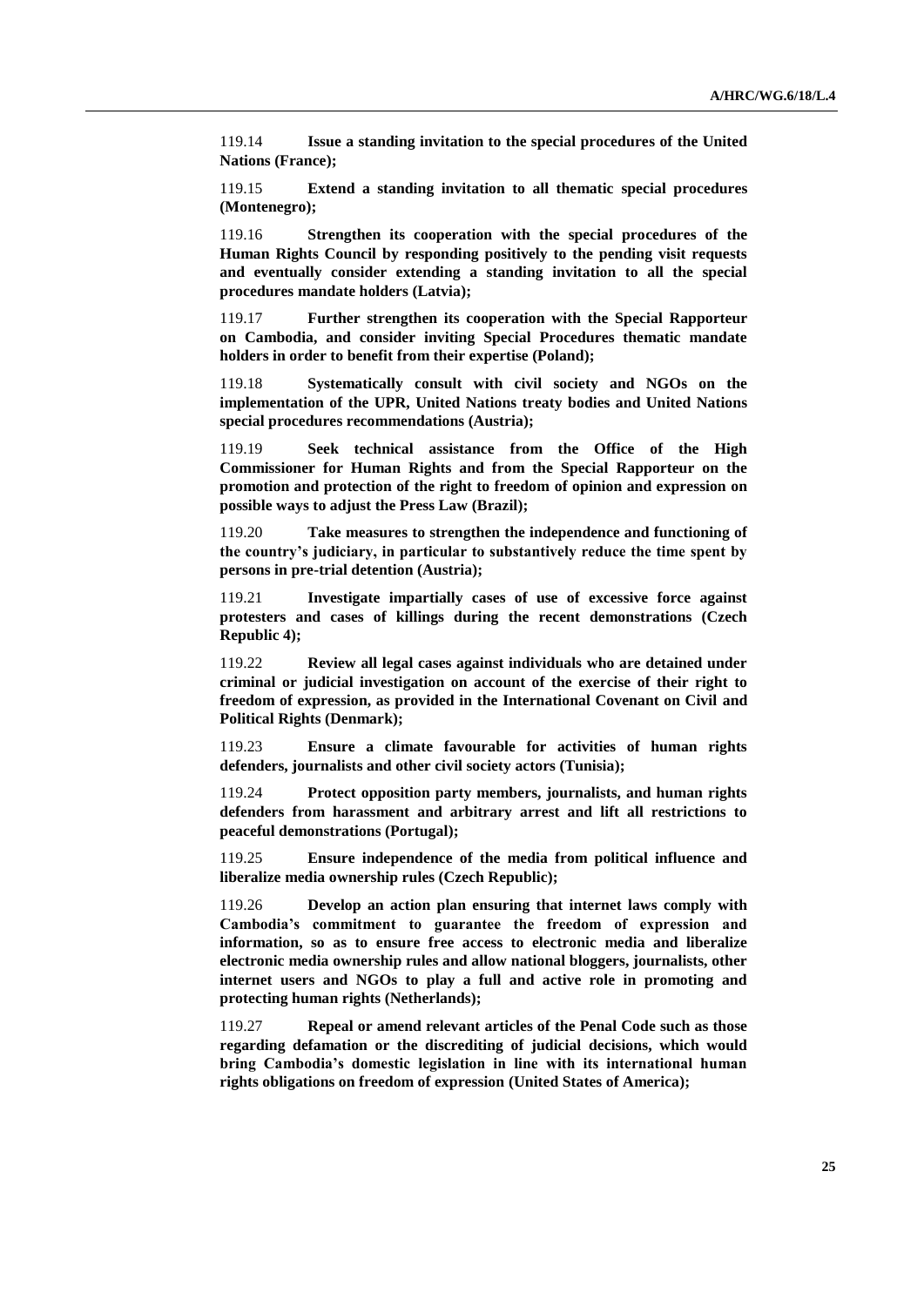119.14 **Issue a standing invitation to the special procedures of the United Nations (France);**

119.15 **Extend a standing invitation to all thematic special procedures (Montenegro);**

119.16 **Strengthen its cooperation with the special procedures of the Human Rights Council by responding positively to the pending visit requests and eventually consider extending a standing invitation to all the special procedures mandate holders (Latvia);**

119.17 **Further strengthen its cooperation with the Special Rapporteur on Cambodia, and consider inviting Special Procedures thematic mandate holders in order to benefit from their expertise (Poland);**

119.18 **Systematically consult with civil society and NGOs on the implementation of the UPR, United Nations treaty bodies and United Nations special procedures recommendations (Austria);**

119.19 **Seek technical assistance from the Office of the High Commissioner for Human Rights and from the Special Rapporteur on the promotion and protection of the right to freedom of opinion and expression on possible ways to adjust the Press Law (Brazil);**

119.20 **Take measures to strengthen the independence and functioning of the country's judiciary, in particular to substantively reduce the time spent by persons in pre-trial detention (Austria);**

119.21 **Investigate impartially cases of use of excessive force against protesters and cases of killings during the recent demonstrations (Czech Republic 4);**

119.22 **Review all legal cases against individuals who are detained under criminal or judicial investigation on account of the exercise of their right to freedom of expression, as provided in the International Covenant on Civil and Political Rights (Denmark);**

119.23 **Ensure a climate favourable for activities of human rights defenders, journalists and other civil society actors (Tunisia);**

119.24 **Protect opposition party members, journalists, and human rights defenders from harassment and arbitrary arrest and lift all restrictions to peaceful demonstrations (Portugal);**

119.25 **Ensure independence of the media from political influence and liberalize media ownership rules (Czech Republic);**

119.26 **Develop an action plan ensuring that internet laws comply with Cambodia's commitment to guarantee the freedom of expression and information, so as to ensure free access to electronic media and liberalize electronic media ownership rules and allow national bloggers, journalists, other internet users and NGOs to play a full and active role in promoting and protecting human rights (Netherlands);**

119.27 **Repeal or amend relevant articles of the Penal Code such as those regarding defamation or the discrediting of judicial decisions, which would bring Cambodia's domestic legislation in line with its international human rights obligations on freedom of expression (United States of America);**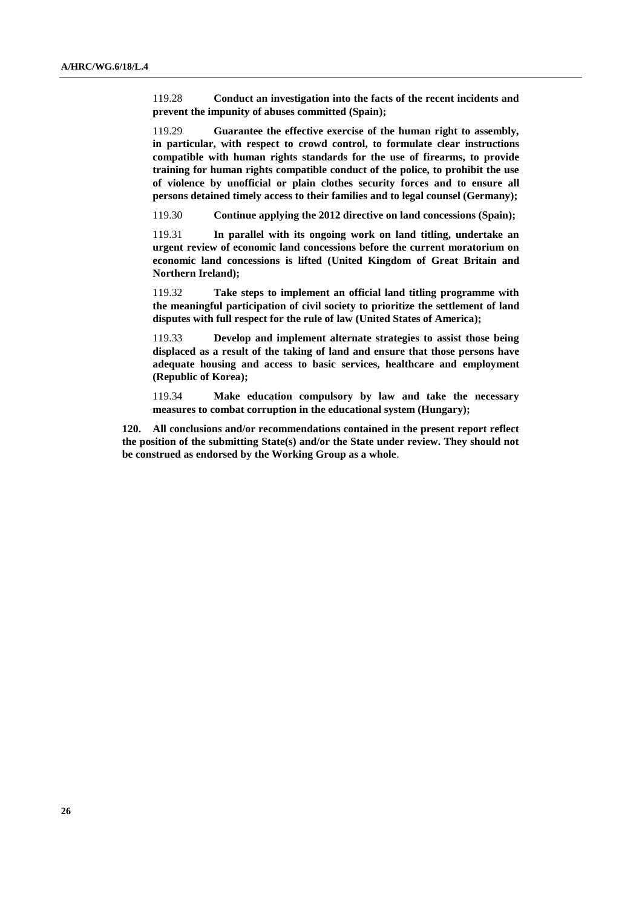119.28 **Conduct an investigation into the facts of the recent incidents and prevent the impunity of abuses committed (Spain);**

119.29 **Guarantee the effective exercise of the human right to assembly, in particular, with respect to crowd control, to formulate clear instructions compatible with human rights standards for the use of firearms, to provide training for human rights compatible conduct of the police, to prohibit the use of violence by unofficial or plain clothes security forces and to ensure all persons detained timely access to their families and to legal counsel (Germany);**

119.30 **Continue applying the 2012 directive on land concessions (Spain);**

119.31 **In parallel with its ongoing work on land titling, undertake an urgent review of economic land concessions before the current moratorium on economic land concessions is lifted (United Kingdom of Great Britain and Northern Ireland);**

119.32 **Take steps to implement an official land titling programme with the meaningful participation of civil society to prioritize the settlement of land disputes with full respect for the rule of law (United States of America);**

119.33 **Develop and implement alternate strategies to assist those being displaced as a result of the taking of land and ensure that those persons have adequate housing and access to basic services, healthcare and employment (Republic of Korea);**

119.34 **Make education compulsory by law and take the necessary measures to combat corruption in the educational system (Hungary);**

**120. All conclusions and/or recommendations contained in the present report reflect the position of the submitting State(s) and/or the State under review. They should not be construed as endorsed by the Working Group as a whole**.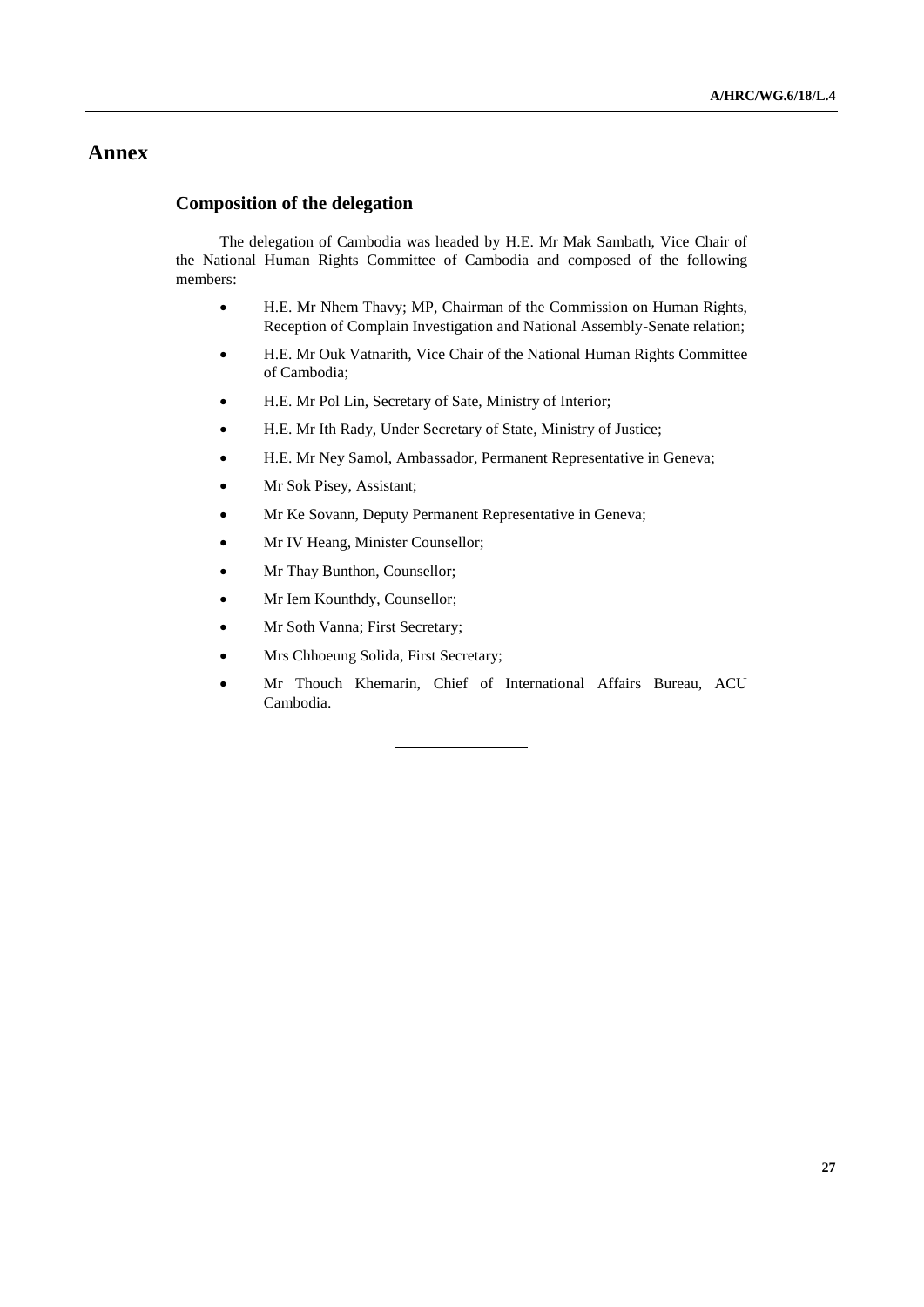# Annex

## Composition of the delegation

The delegation of Cambodia was headed by H.E. Mr Mak Sambath, Vice Chair of the National Human Rights Committee of Cambodia and composed of the following members:

- H.E. Mr Nhem Thavy; MP, Chairman of the Commission on Human Rights, Reception of Complain Investigation and National Assembly-Senate relation;
- H.E. Mr Ouk Vatnarith, Vice Chair of the National Human Rights Committee of Cambodia;
- H.E. Mr Pol Lin, Secretary of Sate, Ministry of Interior;
- H.E. Mr Ith Rady, Under Secretary of State, Ministry of Justice;
- H.E. Mr Ney Samol, Ambassador, Permanent Representative in Geneva;
- Mr Sok Pisey, Assistant;
- Mr Ke Sovann, Deputy Permanent Representative in Geneva;
- Mr IV Heang, Minister Counsellor;
- Mr Thay Bunthon, Counsellor;
- Mr Iem Kounthdy, Counsellor;
- Mr Soth Vanna; First Secretary;
- Mrs Chhoeung Solida, First Secretary;
- Mr Thouch Khemarin, Chief of International Affairs Bureau, ACU Cambodia.